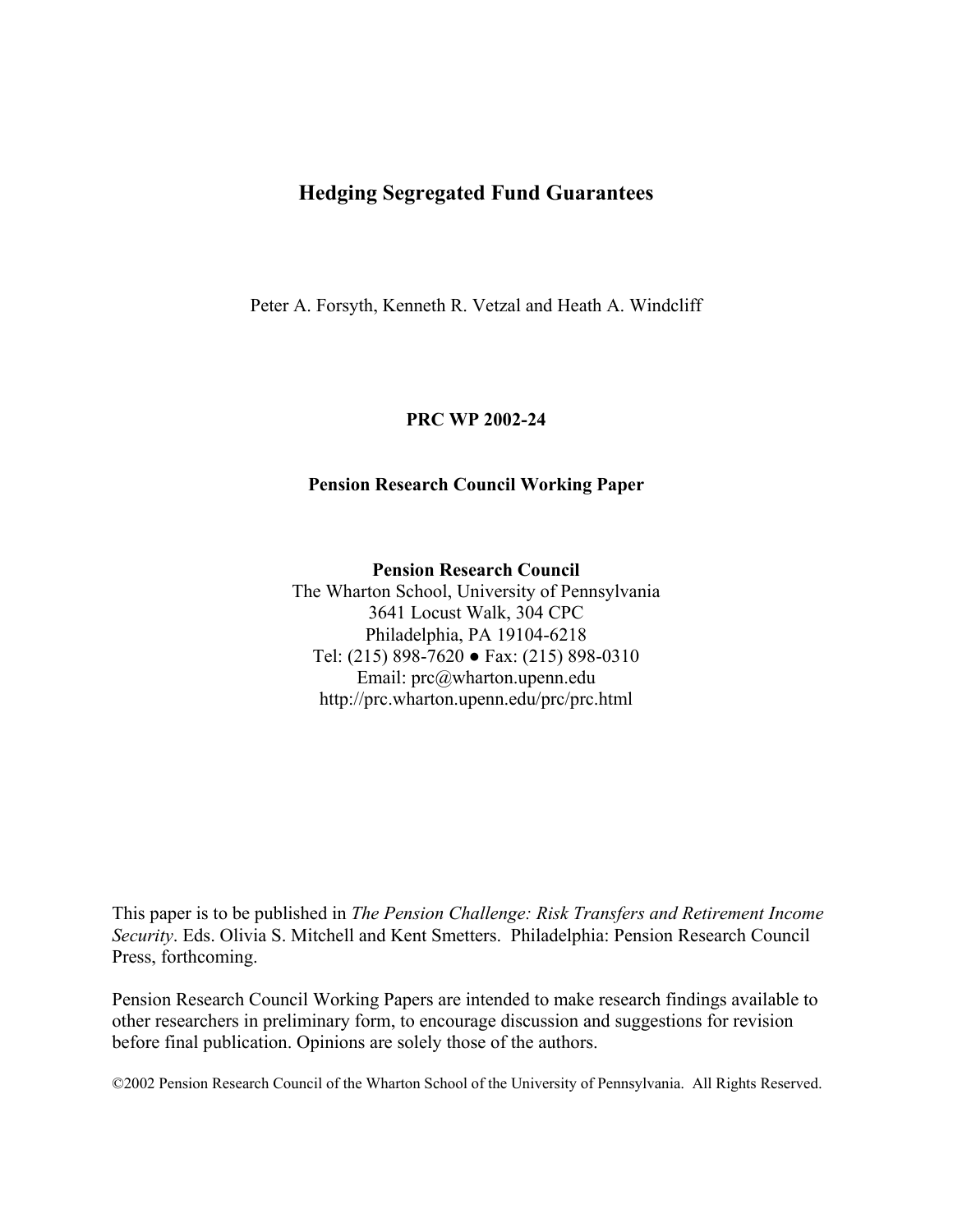# Hedging Segregated Fund Guarantees

Peter A. Forsyth, Kenneth R. Vetzal and Heath A. Windcliff

**PRC WP 2002-24**

**Pension Research Council Working Paper**

**Pension Research Council**
The Wharton School, University of Pennsylvania
3641 Locust Walk, 304 CPC
Philadelphia, PA 19104-6218
Tel: (215) 898-7620 ● Fax: (215) 898-0310
Email: prc@wharton.upenn.edu
http://prc.wharton.upenn.edu/prc/prc.html

This paper is to be published in *The Pension Challenge: Risk Transfers and Retirement Income Security*. Eds. Olivia S. Mitchell and Kent Smetters. Philadelphia: Pension Research Council Press, forthcoming.

Pension Research Council Working Papers are intended to make research findings available to other researchers in preliminary form, to encourage discussion and suggestions for revision before final publication. Opinions are solely those of the authors.

©2002 Pension Research Council of the Wharton School of the University of Pennsylvania. All Rights Reserved.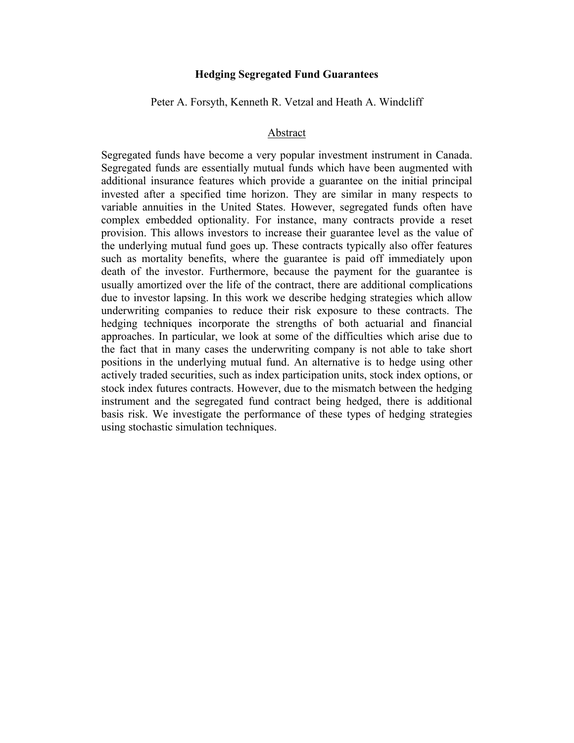# Hedging Segregated Fund Guarantees

Peter A. Forsyth, Kenneth R. Vetzal and Heath A. Windcliff

## Abstract

Segregated funds have become a very popular investment instrument in Canada. Segregated funds are essentially mutual funds which have been augmented with additional insurance features which provide a guarantee on the initial principal invested after a specified time horizon. They are similar in many respects to variable annuities in the United States. However, segregated funds often have complex embedded optionality. For instance, many contracts provide a reset provision. This allows investors to increase their guarantee level as the value of the underlying mutual fund goes up. These contracts typically also offer features such as mortality benefits, where the guarantee is paid off immediately upon death of the investor. Furthermore, because the payment for the guarantee is usually amortized over the life of the contract, there are additional complications due to investor lapsing. In this work we describe hedging strategies which allow underwriting companies to reduce their risk exposure to these contracts. The hedging techniques incorporate the strengths of both actuarial and financial approaches. In particular, we look at some of the difficulties which arise due to the fact that in many cases the underwriting company is not able to take short positions in the underlying mutual fund. An alternative is to hedge using other actively traded securities, such as index participation units, stock index options, or stock index futures contracts. However, due to the mismatch between the hedging instrument and the segregated fund contract being hedged, there is additional basis risk. We investigate the performance of these types of hedging strategies using stochastic simulation techniques.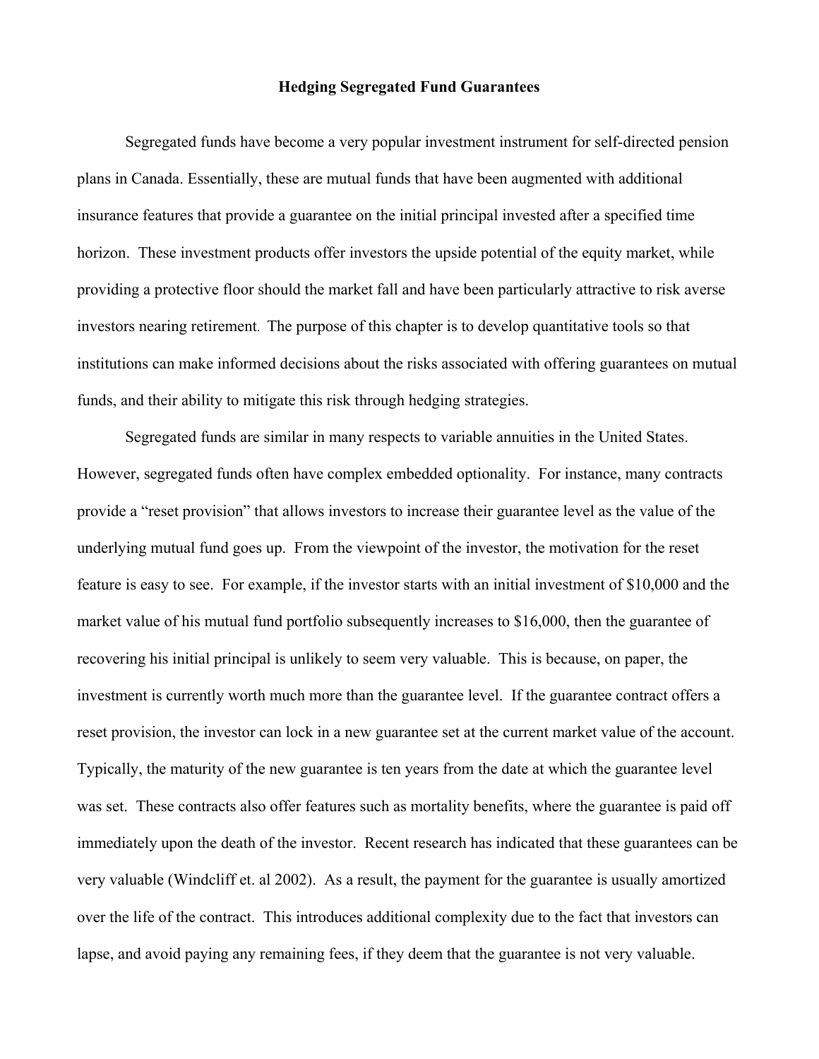# Hedging Segregated Fund Guarantees

Segregated funds have become a very popular investment instrument for self-directed pension plans in Canada. Essentially, these are mutual funds that have been augmented with additional insurance features that provide a guarantee on the initial principal invested after a specified time horizon. These investment products offer investors the upside potential of the equity market, while providing a protective floor should the market fall and have been particularly attractive to risk averse investors nearing retirement. The purpose of this chapter is to develop quantitative tools so that institutions can make informed decisions about the risks associated with offering guarantees on mutual funds, and their ability to mitigate this risk through hedging strategies.

Segregated funds are similar in many respects to variable annuities in the United States. However, segregated funds often have complex embedded optionality. For instance, many contracts provide a "reset provision" that allows investors to increase their guarantee level as the value of the underlying mutual fund goes up. From the viewpoint of the investor, the motivation for the reset feature is easy to see. For example, if the investor starts with an initial investment of $10,000 and the market value of his mutual fund portfolio subsequently increases to $16,000, then the guarantee of recovering his initial principal is unlikely to seem very valuable. This is because, on paper, the investment is currently worth much more than the guarantee level. If the guarantee contract offers a reset provision, the investor can lock in a new guarantee set at the current market value of the account. Typically, the maturity of the new guarantee is ten years from the date at which the guarantee level was set. These contracts also offer features such as mortality benefits, where the guarantee is paid off immediately upon the death of the investor. Recent research has indicated that these guarantees can be very valuable (Windcliff et. al 2002). As a result, the payment for the guarantee is usually amortized over the life of the contract. This introduces additional complexity due to the fact that investors can lapse, and avoid paying any remaining fees, if they deem that the guarantee is not very valuable.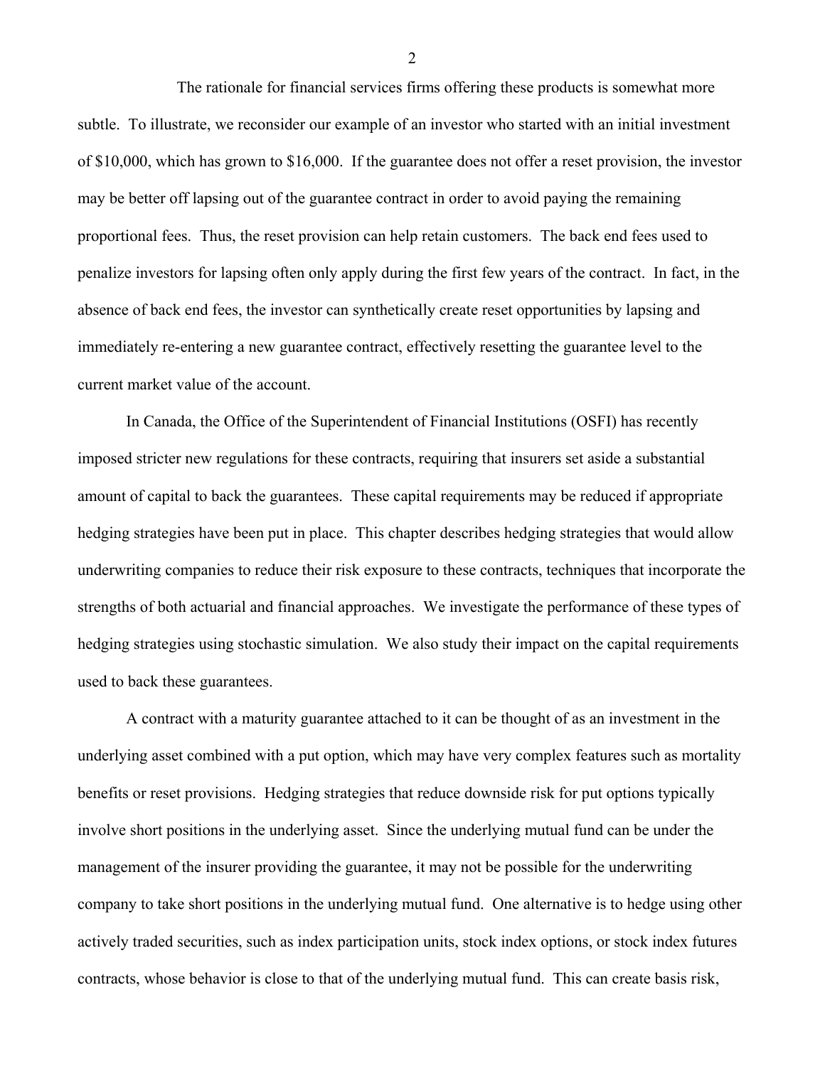The rationale for financial services firms offering these products is somewhat more subtle. To illustrate, we reconsider our example of an investor who started with an initial investment of $10,000, which has grown to $16,000. If the guarantee does not offer a reset provision, the investor may be better off lapsing out of the guarantee contract in order to avoid paying the remaining proportional fees. Thus, the reset provision can help retain customers. The back end fees used to penalize investors for lapsing often only apply during the first few years of the contract. In fact, in the absence of back end fees, the investor can synthetically create reset opportunities by lapsing and immediately re-entering a new guarantee contract, effectively resetting the guarantee level to the current market value of the account.

In Canada, the Office of the Superintendent of Financial Institutions (OSFI) has recently imposed stricter new regulations for these contracts, requiring that insurers set aside a substantial amount of capital to back the guarantees. These capital requirements may be reduced if appropriate hedging strategies have been put in place. This chapter describes hedging strategies that would allow underwriting companies to reduce their risk exposure to these contracts, techniques that incorporate the strengths of both actuarial and financial approaches. We investigate the performance of these types of hedging strategies using stochastic simulation. We also study their impact on the capital requirements used to back these guarantees.

A contract with a maturity guarantee attached to it can be thought of as an investment in the underlying asset combined with a put option, which may have very complex features such as mortality benefits or reset provisions. Hedging strategies that reduce downside risk for put options typically involve short positions in the underlying asset. Since the underlying mutual fund can be under the management of the insurer providing the guarantee, it may not be possible for the underwriting company to take short positions in the underlying mutual fund. One alternative is to hedge using other actively traded securities, such as index participation units, stock index options, or stock index futures contracts, whose behavior is close to that of the underlying mutual fund. This can create basis risk,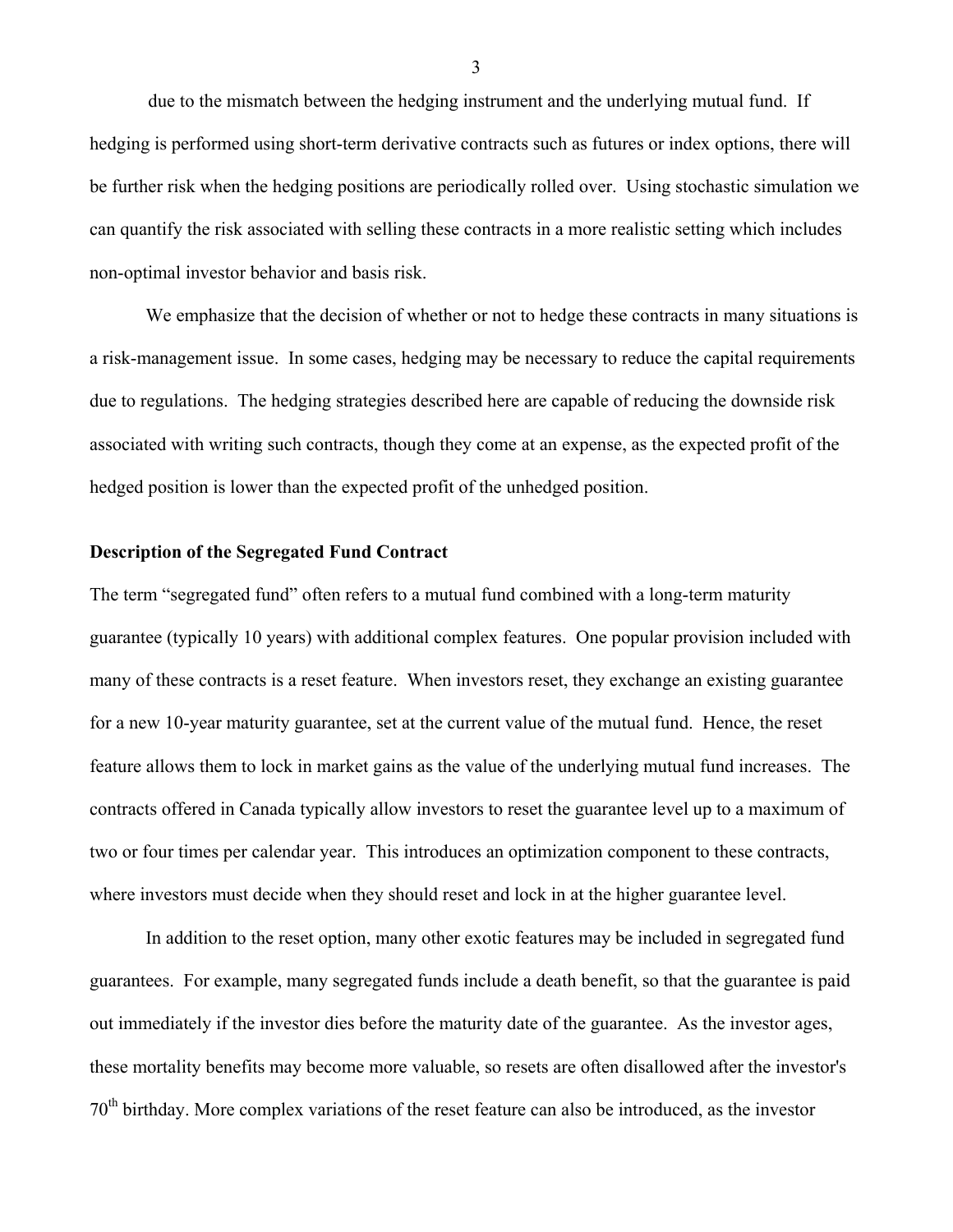due to the mismatch between the hedging instrument and the underlying mutual fund. If hedging is performed using short-term derivative contracts such as futures or index options, there will be further risk when the hedging positions are periodically rolled over. Using stochastic simulation we can quantify the risk associated with selling these contracts in a more realistic setting which includes non-optimal investor behavior and basis risk.

We emphasize that the decision of whether or not to hedge these contracts in many situations is a risk-management issue. In some cases, hedging may be necessary to reduce the capital requirements due to regulations. The hedging strategies described here are capable of reducing the downside risk associated with writing such contracts, though they come at an expense, as the expected profit of the hedged position is lower than the expected profit of the unhedged position.

**Description of the Segregated Fund Contract**

The term "segregated fund" often refers to a mutual fund combined with a long-term maturity guarantee (typically 10 years) with additional complex features. One popular provision included with many of these contracts is a reset feature. When investors reset, they exchange an existing guarantee for a new 10-year maturity guarantee, set at the current value of the mutual fund. Hence, the reset feature allows them to lock in market gains as the value of the underlying mutual fund increases. The contracts offered in Canada typically allow investors to reset the guarantee level up to a maximum of two or four times per calendar year. This introduces an optimization component to these contracts, where investors must decide when they should reset and lock in at the higher guarantee level.

In addition to the reset option, many other exotic features may be included in segregated fund guarantees. For example, many segregated funds include a death benefit, so that the guarantee is paid out immediately if the investor dies before the maturity date of the guarantee. As the investor ages, these mortality benefits may become more valuable, so resets are often disallowed after the investor's 70th birthday. More complex variations of the reset feature can also be introduced, as the investor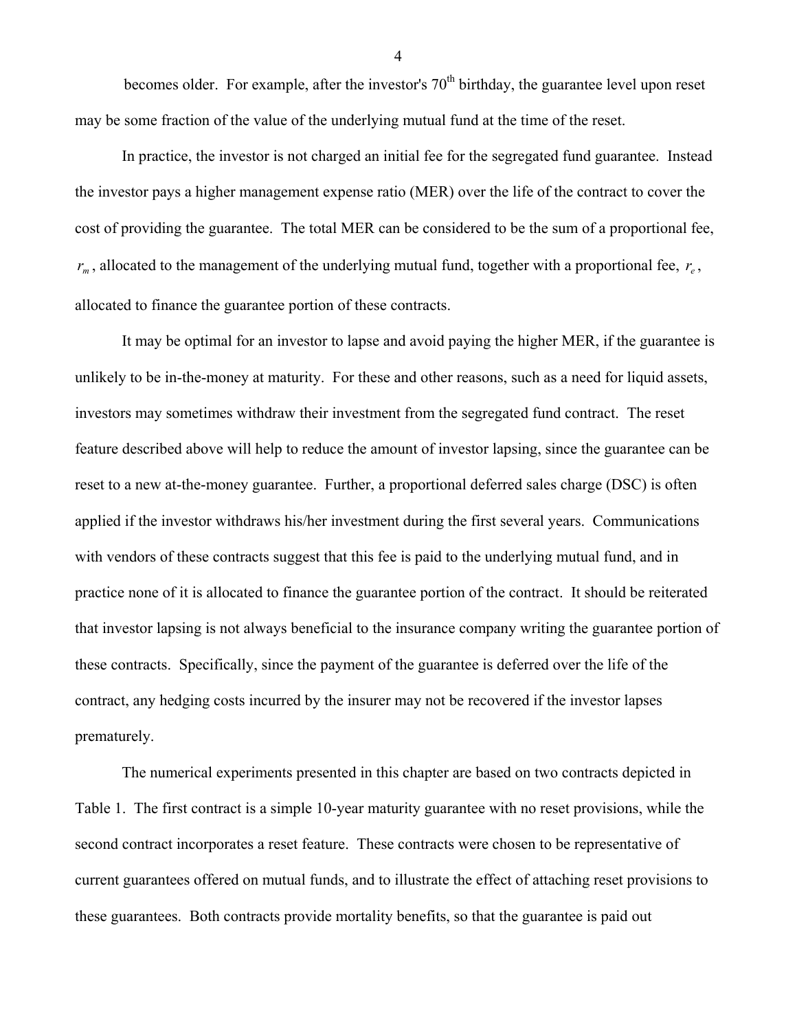becomes older. For example, after the investor's 70th birthday, the guarantee level upon reset may be some fraction of the value of the underlying mutual fund at the time of the reset.

In practice, the investor is not charged an initial fee for the segregated fund guarantee. Instead the investor pays a higher management expense ratio (MER) over the life of the contract to cover the cost of providing the guarantee. The total MER can be considered to be the sum of a proportional fee, $r_m$, allocated to the management of the underlying mutual fund, together with a proportional fee, $r_e$, allocated to finance the guarantee portion of these contracts.

It may be optimal for an investor to lapse and avoid paying the higher MER, if the guarantee is unlikely to be in-the-money at maturity. For these and other reasons, such as a need for liquid assets, investors may sometimes withdraw their investment from the segregated fund contract. The reset feature described above will help to reduce the amount of investor lapsing, since the guarantee can be reset to a new at-the-money guarantee. Further, a proportional deferred sales charge (DSC) is often applied if the investor withdraws his/her investment during the first several years. Communications with vendors of these contracts suggest that this fee is paid to the underlying mutual fund, and in practice none of it is allocated to finance the guarantee portion of the contract. It should be reiterated that investor lapsing is not always beneficial to the insurance company writing the guarantee portion of these contracts. Specifically, since the payment of the guarantee is deferred over the life of the contract, any hedging costs incurred by the insurer may not be recovered if the investor lapses prematurely.

The numerical experiments presented in this chapter are based on two contracts depicted in Table 1. The first contract is a simple 10-year maturity guarantee with no reset provisions, while the second contract incorporates a reset feature. These contracts were chosen to be representative of current guarantees offered on mutual funds, and to illustrate the effect of attaching reset provisions to these guarantees. Both contracts provide mortality benefits, so that the guarantee is paid out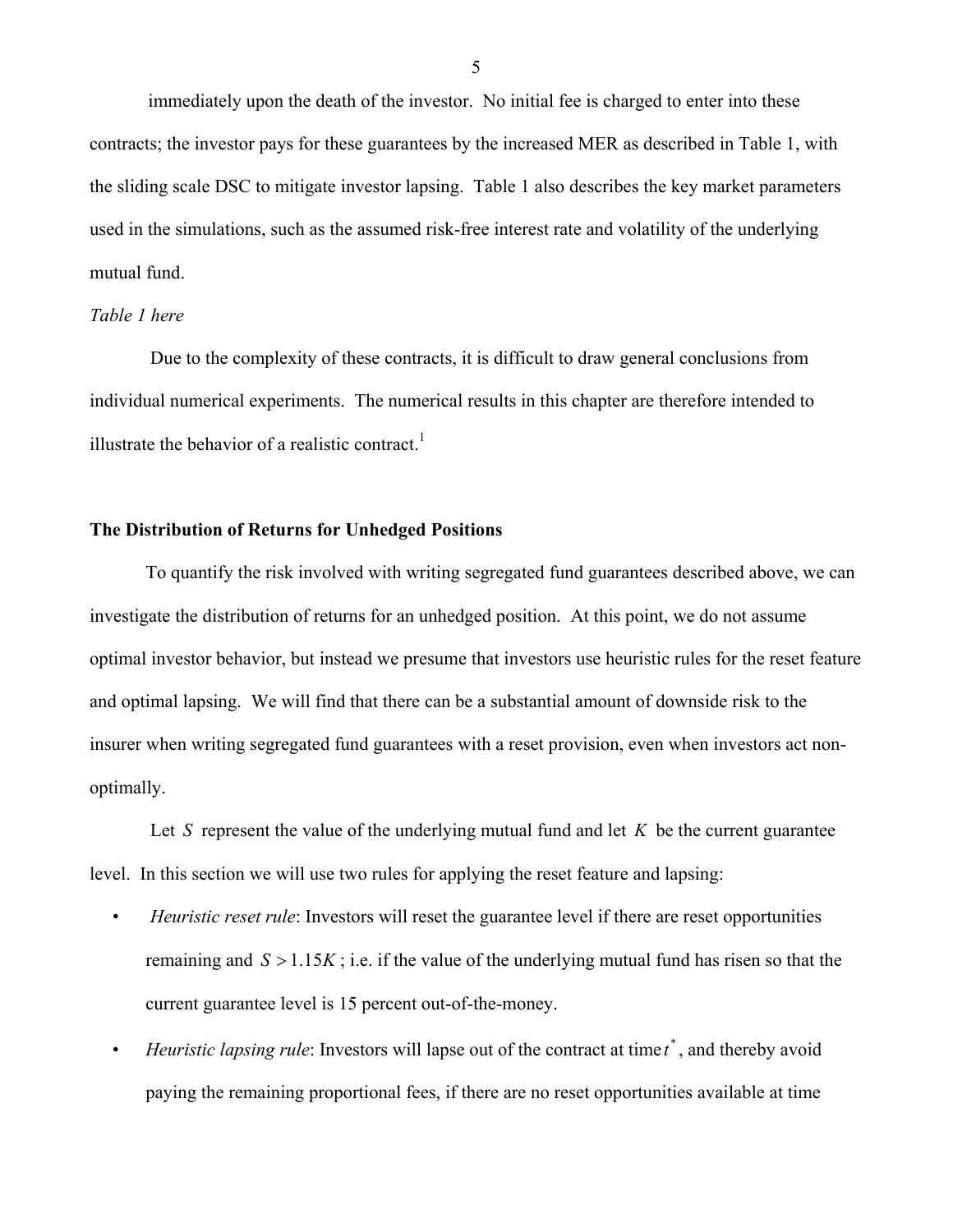immediately upon the death of the investor. No initial fee is charged to enter into these contracts; the investor pays for these guarantees by the increased MER as described in Table 1, with the sliding scale DSC to mitigate investor lapsing. Table 1 also describes the key market parameters used in the simulations, such as the assumed risk-free interest rate and volatility of the underlying mutual fund.

*Table 1 here*

Due to the complexity of these contracts, it is difficult to draw general conclusions from individual numerical experiments. The numerical results in this chapter are therefore intended to illustrate the behavior of a realistic contract.[1]

## The Distribution of Returns for Unhedged Positions

To quantify the risk involved with writing segregated fund guarantees described above, we can investigate the distribution of returns for an unhedged position. At this point, we do not assume optimal investor behavior, but instead we presume that investors use heuristic rules for the reset feature and optimal lapsing. We will find that there can be a substantial amount of downside risk to the insurer when writing segregated fund guarantees with a reset provision, even when investors act non-optimally.

Let $S$ represent the value of the underlying mutual fund and let $K$ be the current guarantee level. In this section we will use two rules for applying the reset feature and lapsing:

- *Heuristic reset rule*: Investors will reset the guarantee level if there are reset opportunities remaining and $S > 1.15K$; i.e. if the value of the underlying mutual fund has risen so that the current guarantee level is 15 percent out-of-the-money.
- *Heuristic lapsing rule*: Investors will lapse out of the contract at time $t^*$, and thereby avoid paying the remaining proportional fees, if there are no reset opportunities available at time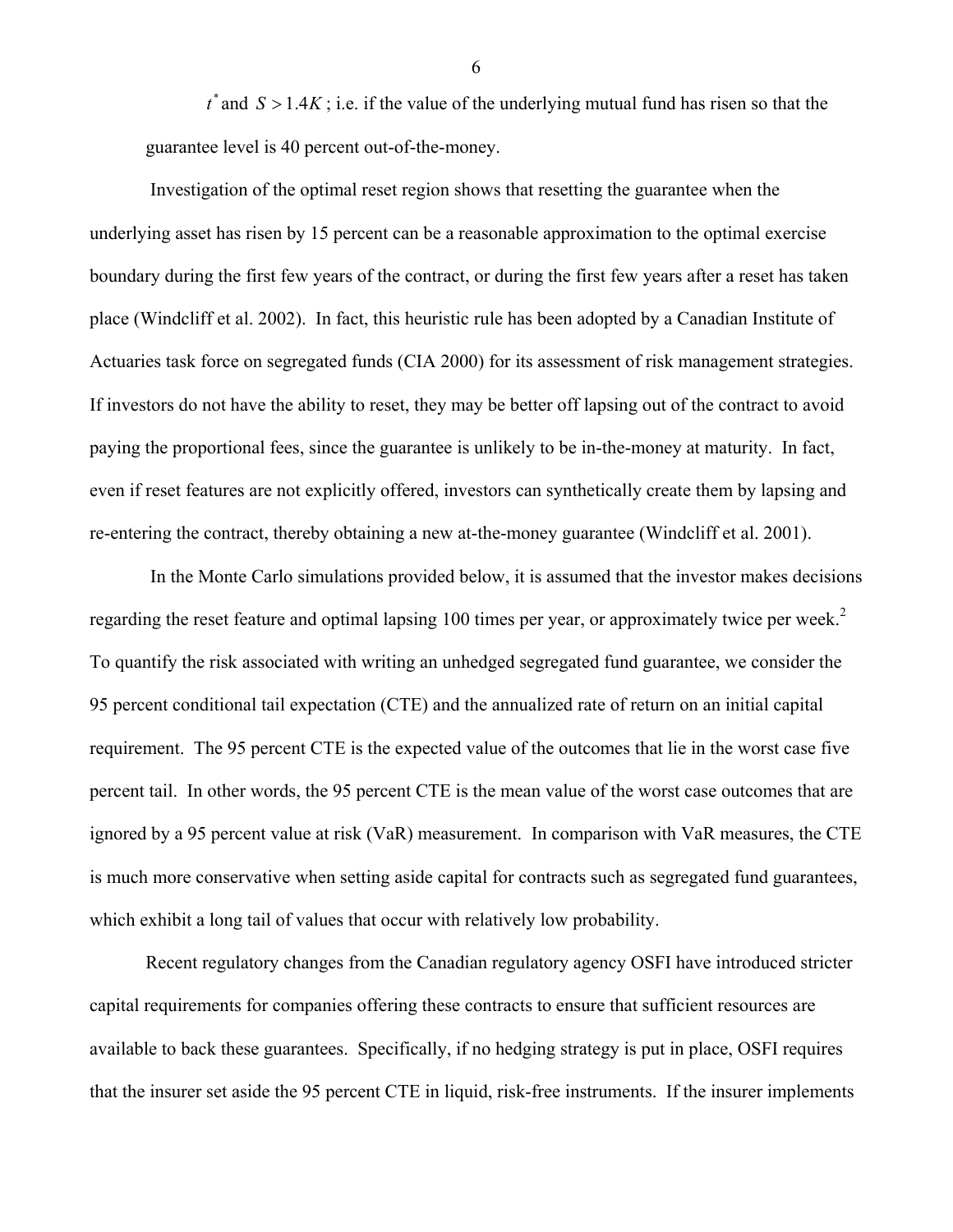$t^*$ and $S > 1.4K$; i.e. if the value of the underlying mutual fund has risen so that the guarantee level is 40 percent out-of-the-money.

Investigation of the optimal reset region shows that resetting the guarantee when the underlying asset has risen by 15 percent can be a reasonable approximation to the optimal exercise boundary during the first few years of the contract, or during the first few years after a reset has taken place (Windcliff et al. 2002). In fact, this heuristic rule has been adopted by a Canadian Institute of Actuaries task force on segregated funds (CIA 2000) for its assessment of risk management strategies. If investors do not have the ability to reset, they may be better off lapsing out of the contract to avoid paying the proportional fees, since the guarantee is unlikely to be in-the-money at maturity. In fact, even if reset features are not explicitly offered, investors can synthetically create them by lapsing and re-entering the contract, thereby obtaining a new at-the-money guarantee (Windcliff et al. 2001).

In the Monte Carlo simulations provided below, it is assumed that the investor makes decisions regarding the reset feature and optimal lapsing 100 times per year, or approximately twice per week.[2] To quantify the risk associated with writing an unhedged segregated fund guarantee, we consider the 95 percent conditional tail expectation (CTE) and the annualized rate of return on an initial capital requirement. The 95 percent CTE is the expected value of the outcomes that lie in the worst case five percent tail. In other words, the 95 percent CTE is the mean value of the worst case outcomes that are ignored by a 95 percent value at risk (VaR) measurement. In comparison with VaR measures, the CTE is much more conservative when setting aside capital for contracts such as segregated fund guarantees, which exhibit a long tail of values that occur with relatively low probability.

Recent regulatory changes from the Canadian regulatory agency OSFI have introduced stricter capital requirements for companies offering these contracts to ensure that sufficient resources are available to back these guarantees. Specifically, if no hedging strategy is put in place, OSFI requires that the insurer set aside the 95 percent CTE in liquid, risk-free instruments. If the insurer implements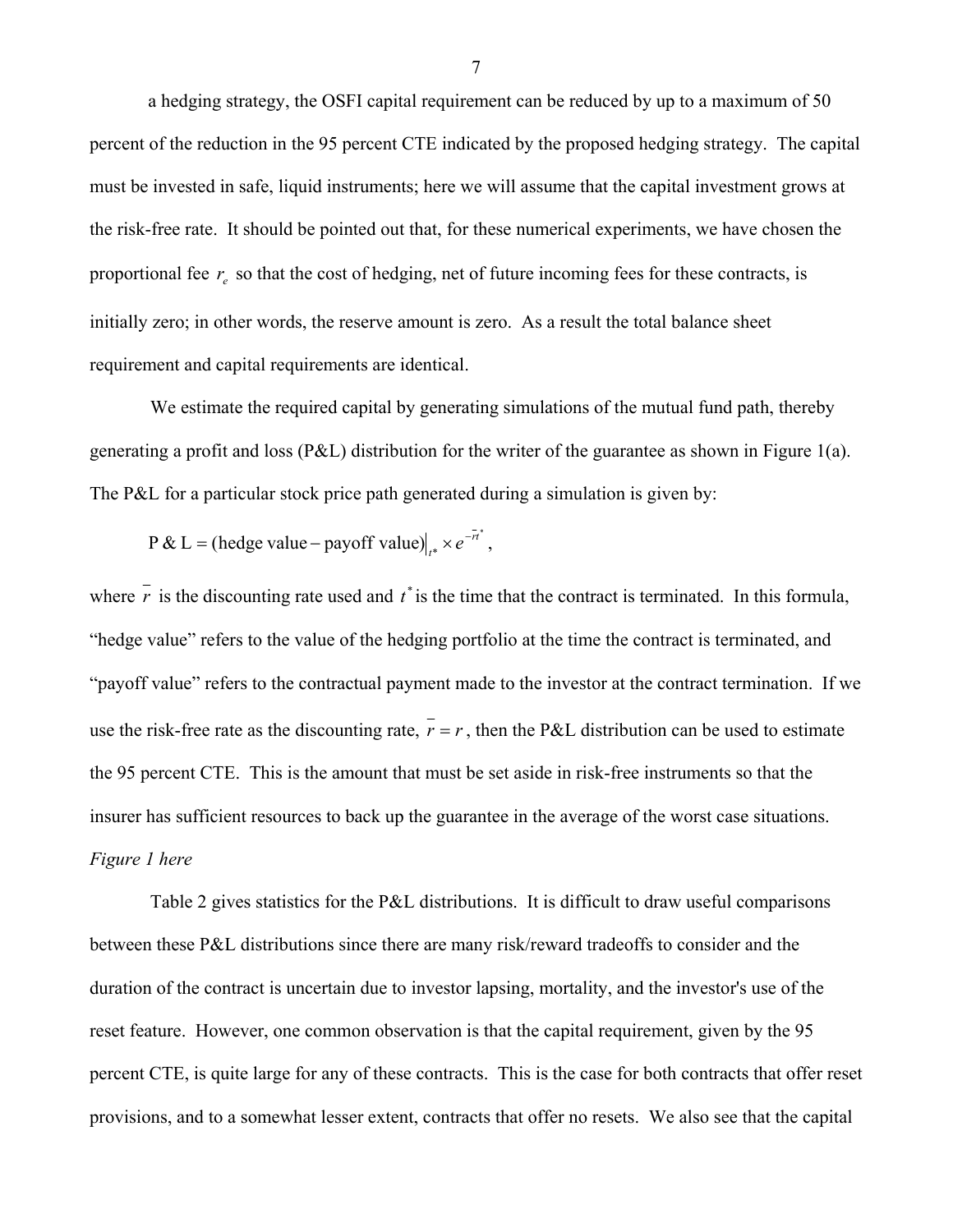a hedging strategy, the OSFI capital requirement can be reduced by up to a maximum of 50 percent of the reduction in the 95 percent CTE indicated by the proposed hedging strategy. The capital must be invested in safe, liquid instruments; here we will assume that the capital investment grows at the risk-free rate. It should be pointed out that, for these numerical experiments, we have chosen the proportional fee $r_e$ so that the cost of hedging, net of future incoming fees for these contracts, is initially zero; in other words, the reserve amount is zero. As a result the total balance sheet requirement and capital requirements are identical.

We estimate the required capital by generating simulations of the mutual fund path, thereby generating a profit and loss (P&L) distribution for the writer of the guarantee as shown in Figure 1(a). The P&L for a particular stock price path generated during a simulation is given by:

$$\text{P \& L} = (\text{hedge value} - \text{payoff value})\big|_{t^*} \times e^{-\bar{r}t^*},$$

where $\bar{r}$ is the discounting rate used and $t^*$ is the time that the contract is terminated. In this formula, "hedge value" refers to the value of the hedging portfolio at the time the contract is terminated, and "payoff value" refers to the contractual payment made to the investor at the contract termination. If we use the risk-free rate as the discounting rate, $\bar{r} = r$, then the P&L distribution can be used to estimate the 95 percent CTE. This is the amount that must be set aside in risk-free instruments so that the insurer has sufficient resources to back up the guarantee in the average of the worst case situations.

*Figure 1 here*

Table 2 gives statistics for the P&L distributions. It is difficult to draw useful comparisons between these P&L distributions since there are many risk/reward tradeoffs to consider and the duration of the contract is uncertain due to investor lapsing, mortality, and the investor's use of the reset feature. However, one common observation is that the capital requirement, given by the 95 percent CTE, is quite large for any of these contracts. This is the case for both contracts that offer reset provisions, and to a somewhat lesser extent, contracts that offer no resets. We also see that the capital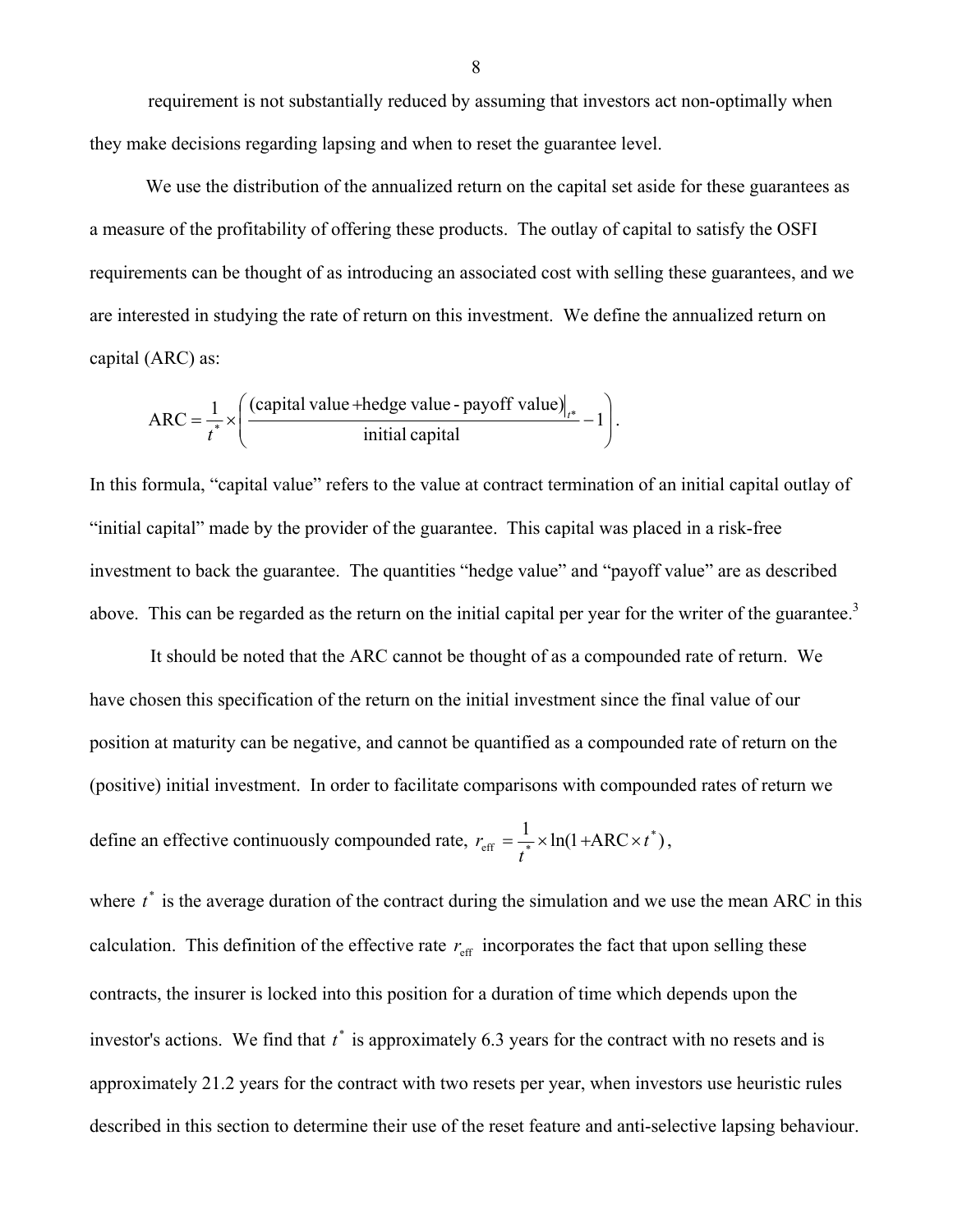requirement is not substantially reduced by assuming that investors act non-optimally when they make decisions regarding lapsing and when to reset the guarantee level.

We use the distribution of the annualized return on the capital set aside for these guarantees as a measure of the profitability of offering these products. The outlay of capital to satisfy the OSFI requirements can be thought of as introducing an associated cost with selling these guarantees, and we are interested in studying the rate of return on this investment. We define the annualized return on capital (ARC) as:

$$\text{ARC} = \frac{1}{t^*} \times \left( \frac{\left.(\text{capital value} + \text{hedge value - payoff value})\right|_{t^*}}{\text{initial capital}} - 1 \right).$$

In this formula, "capital value" refers to the value at contract termination of an initial capital outlay of "initial capital" made by the provider of the guarantee. This capital was placed in a risk-free investment to back the guarantee. The quantities "hedge value" and "payoff value" are as described above. This can be regarded as the return on the initial capital per year for the writer of the guarantee.[3]

It should be noted that the ARC cannot be thought of as a compounded rate of return. We have chosen this specification of the return on the initial investment since the final value of our position at maturity can be negative, and cannot be quantified as a compounded rate of return on the (positive) initial investment. In order to facilitate comparisons with compounded rates of return we define an effective continuously compounded rate, $r_{\text{eff}} = \frac{1}{t^*} \times \ln(1 + \text{ARC} \times t^*)$,

where $t^*$ is the average duration of the contract during the simulation and we use the mean ARC in this calculation. This definition of the effective rate $r_{\text{eff}}$ incorporates the fact that upon selling these contracts, the insurer is locked into this position for a duration of time which depends upon the investor's actions. We find that $t^*$ is approximately 6.3 years for the contract with no resets and is approximately 21.2 years for the contract with two resets per year, when investors use heuristic rules described in this section to determine their use of the reset feature and anti-selective lapsing behaviour.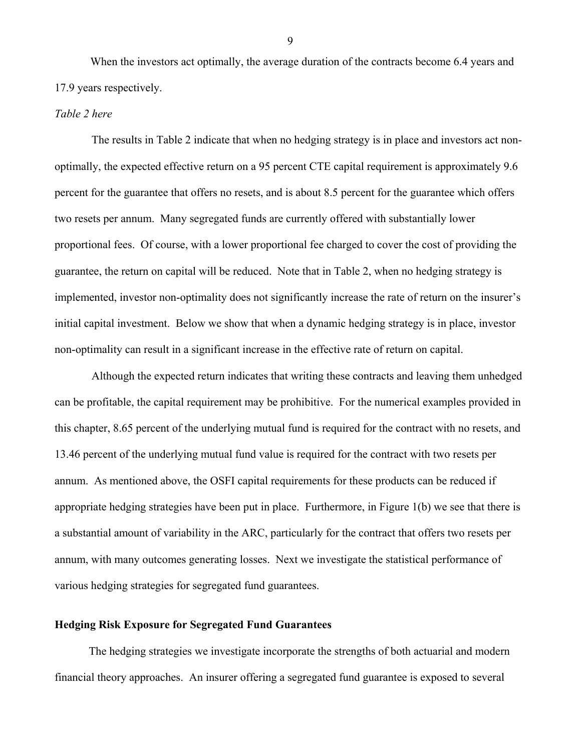When the investors act optimally, the average duration of the contracts become 6.4 years and 17.9 years respectively.

*Table 2 here*

The results in Table 2 indicate that when no hedging strategy is in place and investors act non-optimally, the expected effective return on a 95 percent CTE capital requirement is approximately 9.6 percent for the guarantee that offers no resets, and is about 8.5 percent for the guarantee which offers two resets per annum. Many segregated funds are currently offered with substantially lower proportional fees. Of course, with a lower proportional fee charged to cover the cost of providing the guarantee, the return on capital will be reduced. Note that in Table 2, when no hedging strategy is implemented, investor non-optimality does not significantly increase the rate of return on the insurer's initial capital investment. Below we show that when a dynamic hedging strategy is in place, investor non-optimality can result in a significant increase in the effective rate of return on capital.

Although the expected return indicates that writing these contracts and leaving them unhedged can be profitable, the capital requirement may be prohibitive. For the numerical examples provided in this chapter, 8.65 percent of the underlying mutual fund is required for the contract with no resets, and 13.46 percent of the underlying mutual fund value is required for the contract with two resets per annum. As mentioned above, the OSFI capital requirements for these products can be reduced if appropriate hedging strategies have been put in place. Furthermore, in Figure 1(b) we see that there is a substantial amount of variability in the ARC, particularly for the contract that offers two resets per annum, with many outcomes generating losses. Next we investigate the statistical performance of various hedging strategies for segregated fund guarantees.

**Hedging Risk Exposure for Segregated Fund Guarantees**

The hedging strategies we investigate incorporate the strengths of both actuarial and modern financial theory approaches. An insurer offering a segregated fund guarantee is exposed to several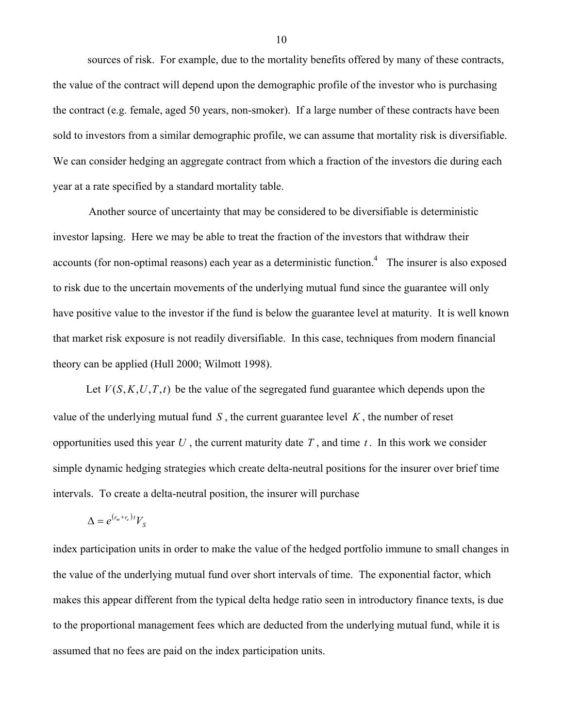sources of risk. For example, due to the mortality benefits offered by many of these contracts, the value of the contract will depend upon the demographic profile of the investor who is purchasing the contract (e.g. female, aged 50 years, non-smoker). If a large number of these contracts have been sold to investors from a similar demographic profile, we can assume that mortality risk is diversifiable. We can consider hedging an aggregate contract from which a fraction of the investors die during each year at a rate specified by a standard mortality table.

Another source of uncertainty that may be considered to be diversifiable is deterministic investor lapsing. Here we may be able to treat the fraction of the investors that withdraw their accounts (for non-optimal reasons) each year as a deterministic function.[4] The insurer is also exposed to risk due to the uncertain movements of the underlying mutual fund since the guarantee will only have positive value to the investor if the fund is below the guarantee level at maturity. It is well known that market risk exposure is not readily diversifiable. In this case, techniques from modern financial theory can be applied (Hull 2000; Wilmott 1998).

Let $V(S,K,U,T,t)$ be the value of the segregated fund guarantee which depends upon the value of the underlying mutual fund $S$, the current guarantee level $K$, the number of reset opportunities used this year $U$, the current maturity date $T$, and time $t$. In this work we consider simple dynamic hedging strategies which create delta-neutral positions for the insurer over brief time intervals. To create a delta-neutral position, the insurer will purchase

$$\Delta = e^{(r_m + r_e)t} V_S$$

index participation units in order to make the value of the hedged portfolio immune to small changes in the value of the underlying mutual fund over short intervals of time. The exponential factor, which makes this appear different from the typical delta hedge ratio seen in introductory finance texts, is due to the proportional management fees which are deducted from the underlying mutual fund, while it is assumed that no fees are paid on the index participation units.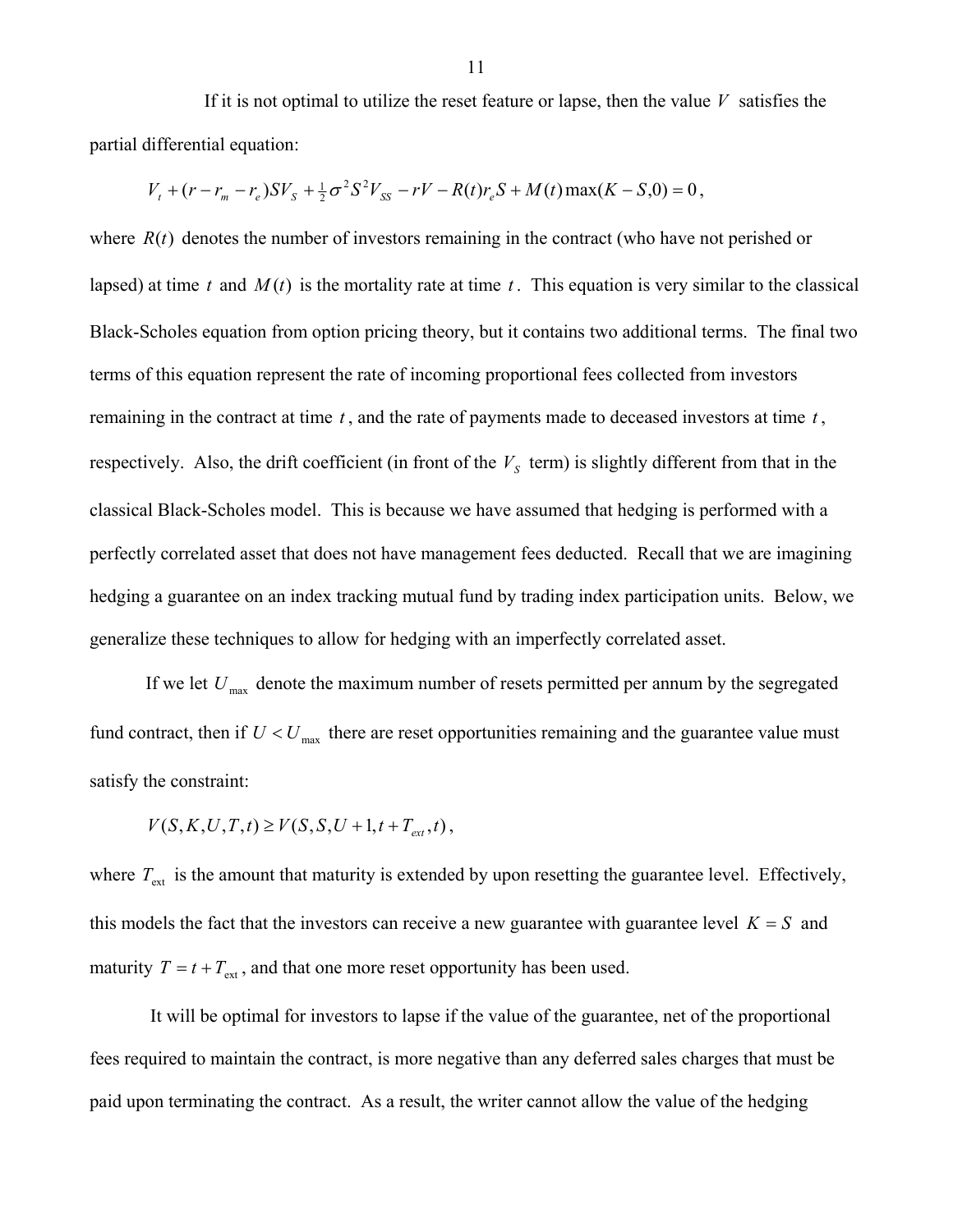If it is not optimal to utilize the reset feature or lapse, then the value $V$ satisfies the partial differential equation:

$$V_t + (r - r_m - r_e)SV_S + \tfrac{1}{2}\sigma^2 S^2 V_{SS} - rV - R(t)r_e S + M(t)\max(K - S, 0) = 0,$$

where $R(t)$ denotes the number of investors remaining in the contract (who have not perished or lapsed) at time $t$ and $M(t)$ is the mortality rate at time $t$. This equation is very similar to the classical Black-Scholes equation from option pricing theory, but it contains two additional terms. The final two terms of this equation represent the rate of incoming proportional fees collected from investors remaining in the contract at time $t$, and the rate of payments made to deceased investors at time $t$, respectively. Also, the drift coefficient (in front of the $V_S$ term) is slightly different from that in the classical Black-Scholes model. This is because we have assumed that hedging is performed with a perfectly correlated asset that does not have management fees deducted. Recall that we are imagining hedging a guarantee on an index tracking mutual fund by trading index participation units. Below, we generalize these techniques to allow for hedging with an imperfectly correlated asset.

If we let $U_{\max}$ denote the maximum number of resets permitted per annum by the segregated fund contract, then if $U < U_{\max}$ there are reset opportunities remaining and the guarantee value must satisfy the constraint:

$$V(S, K, U, T, t) \geq V(S, S, U + 1, t + T_{ext}, t),$$

where $T_{\text{ext}}$ is the amount that maturity is extended by upon resetting the guarantee level. Effectively, this models the fact that the investors can receive a new guarantee with guarantee level $K = S$ and maturity $T = t + T_{\text{ext}}$, and that one more reset opportunity has been used.

It will be optimal for investors to lapse if the value of the guarantee, net of the proportional fees required to maintain the contract, is more negative than any deferred sales charges that must be paid upon terminating the contract. As a result, the writer cannot allow the value of the hedging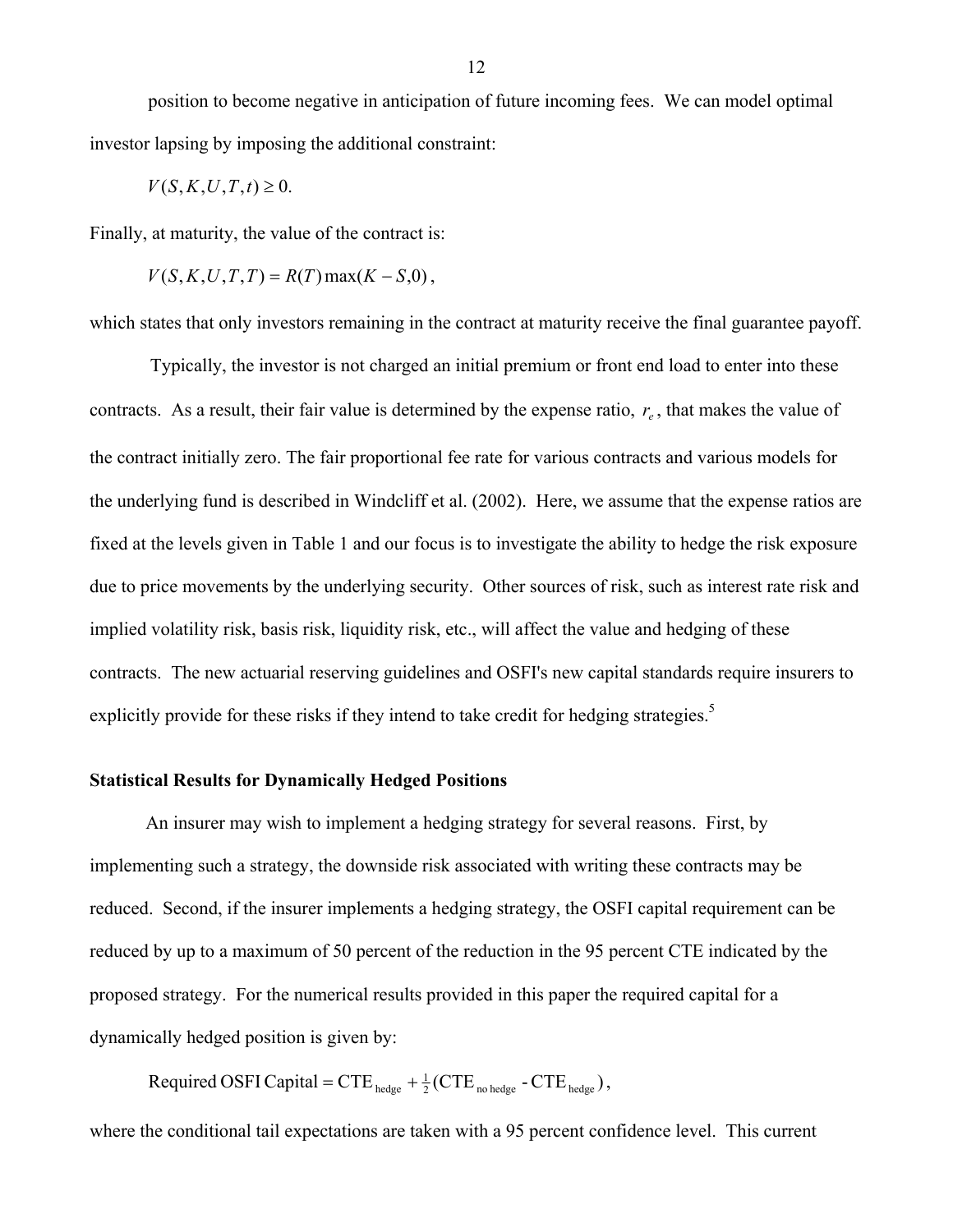position to become negative in anticipation of future incoming fees. We can model optimal investor lapsing by imposing the additional constraint:

$$V(S, K, U, T, t) \geq 0.$$

Finally, at maturity, the value of the contract is:

$$V(S, K, U, T, T) = R(T)\max(K - S, 0),$$

which states that only investors remaining in the contract at maturity receive the final guarantee payoff.

Typically, the investor is not charged an initial premium or front end load to enter into these contracts. As a result, their fair value is determined by the expense ratio, $r_e$, that makes the value of the contract initially zero. The fair proportional fee rate for various contracts and various models for the underlying fund is described in Windcliff et al. (2002). Here, we assume that the expense ratios are fixed at the levels given in Table 1 and our focus is to investigate the ability to hedge the risk exposure due to price movements by the underlying security. Other sources of risk, such as interest rate risk and implied volatility risk, basis risk, liquidity risk, etc., will affect the value and hedging of these contracts. The new actuarial reserving guidelines and OSFI's new capital standards require insurers to explicitly provide for these risks if they intend to take credit for hedging strategies.[5]

**Statistical Results for Dynamically Hedged Positions**

An insurer may wish to implement a hedging strategy for several reasons. First, by implementing such a strategy, the downside risk associated with writing these contracts may be reduced. Second, if the insurer implements a hedging strategy, the OSFI capital requirement can be reduced by up to a maximum of 50 percent of the reduction in the 95 percent CTE indicated by the proposed strategy. For the numerical results provided in this paper the required capital for a dynamically hedged position is given by:

$$\text{Required OSFI Capital} = \text{CTE}_{\text{hedge}} + \tfrac{1}{2}(\text{CTE}_{\text{no hedge}} - \text{CTE}_{\text{hedge}}),$$

where the conditional tail expectations are taken with a 95 percent confidence level. This current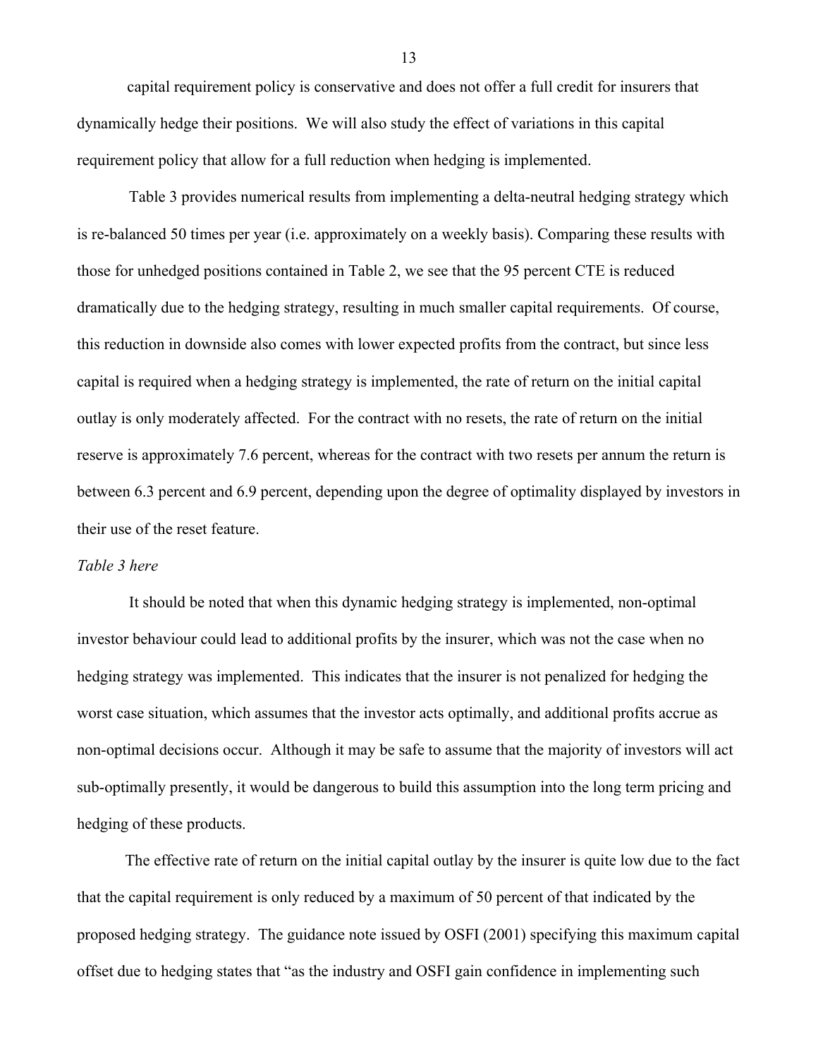capital requirement policy is conservative and does not offer a full credit for insurers that dynamically hedge their positions. We will also study the effect of variations in this capital requirement policy that allow for a full reduction when hedging is implemented.

Table 3 provides numerical results from implementing a delta-neutral hedging strategy which is re-balanced 50 times per year (i.e. approximately on a weekly basis). Comparing these results with those for unhedged positions contained in Table 2, we see that the 95 percent CTE is reduced dramatically due to the hedging strategy, resulting in much smaller capital requirements. Of course, this reduction in downside also comes with lower expected profits from the contract, but since less capital is required when a hedging strategy is implemented, the rate of return on the initial capital outlay is only moderately affected. For the contract with no resets, the rate of return on the initial reserve is approximately 7.6 percent, whereas for the contract with two resets per annum the return is between 6.3 percent and 6.9 percent, depending upon the degree of optimality displayed by investors in their use of the reset feature.

*Table 3 here*

It should be noted that when this dynamic hedging strategy is implemented, non-optimal investor behaviour could lead to additional profits by the insurer, which was not the case when no hedging strategy was implemented. This indicates that the insurer is not penalized for hedging the worst case situation, which assumes that the investor acts optimally, and additional profits accrue as non-optimal decisions occur. Although it may be safe to assume that the majority of investors will act sub-optimally presently, it would be dangerous to build this assumption into the long term pricing and hedging of these products.

The effective rate of return on the initial capital outlay by the insurer is quite low due to the fact that the capital requirement is only reduced by a maximum of 50 percent of that indicated by the proposed hedging strategy. The guidance note issued by OSFI (2001) specifying this maximum capital offset due to hedging states that "as the industry and OSFI gain confidence in implementing such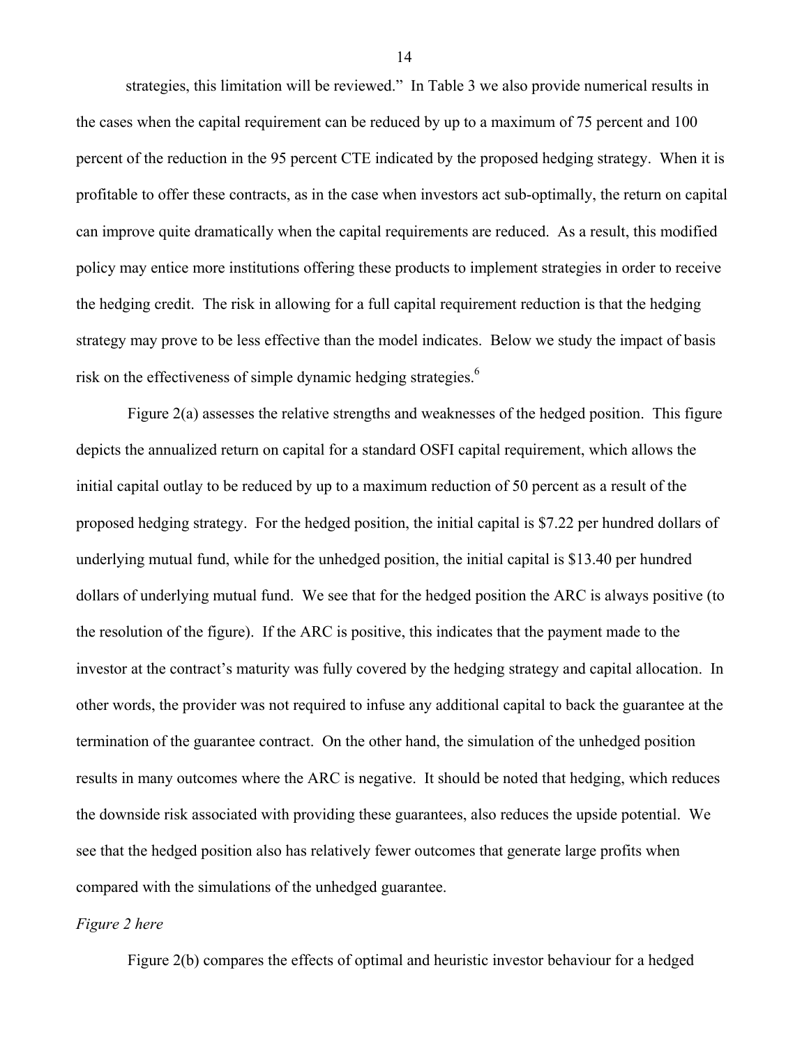strategies, this limitation will be reviewed." In Table 3 we also provide numerical results in the cases when the capital requirement can be reduced by up to a maximum of 75 percent and 100 percent of the reduction in the 95 percent CTE indicated by the proposed hedging strategy. When it is profitable to offer these contracts, as in the case when investors act sub-optimally, the return on capital can improve quite dramatically when the capital requirements are reduced. As a result, this modified policy may entice more institutions offering these products to implement strategies in order to receive the hedging credit. The risk in allowing for a full capital requirement reduction is that the hedging strategy may prove to be less effective than the model indicates. Below we study the impact of basis risk on the effectiveness of simple dynamic hedging strategies.[6]

Figure 2(a) assesses the relative strengths and weaknesses of the hedged position. This figure depicts the annualized return on capital for a standard OSFI capital requirement, which allows the initial capital outlay to be reduced by up to a maximum reduction of 50 percent as a result of the proposed hedging strategy. For the hedged position, the initial capital is \$7.22 per hundred dollars of underlying mutual fund, while for the unhedged position, the initial capital is \$13.40 per hundred dollars of underlying mutual fund. We see that for the hedged position the ARC is always positive (to the resolution of the figure). If the ARC is positive, this indicates that the payment made to the investor at the contract's maturity was fully covered by the hedging strategy and capital allocation. In other words, the provider was not required to infuse any additional capital to back the guarantee at the termination of the guarantee contract. On the other hand, the simulation of the unhedged position results in many outcomes where the ARC is negative. It should be noted that hedging, which reduces the downside risk associated with providing these guarantees, also reduces the upside potential. We see that the hedged position also has relatively fewer outcomes that generate large profits when compared with the simulations of the unhedged guarantee.

*Figure 2 here*

Figure 2(b) compares the effects of optimal and heuristic investor behaviour for a hedged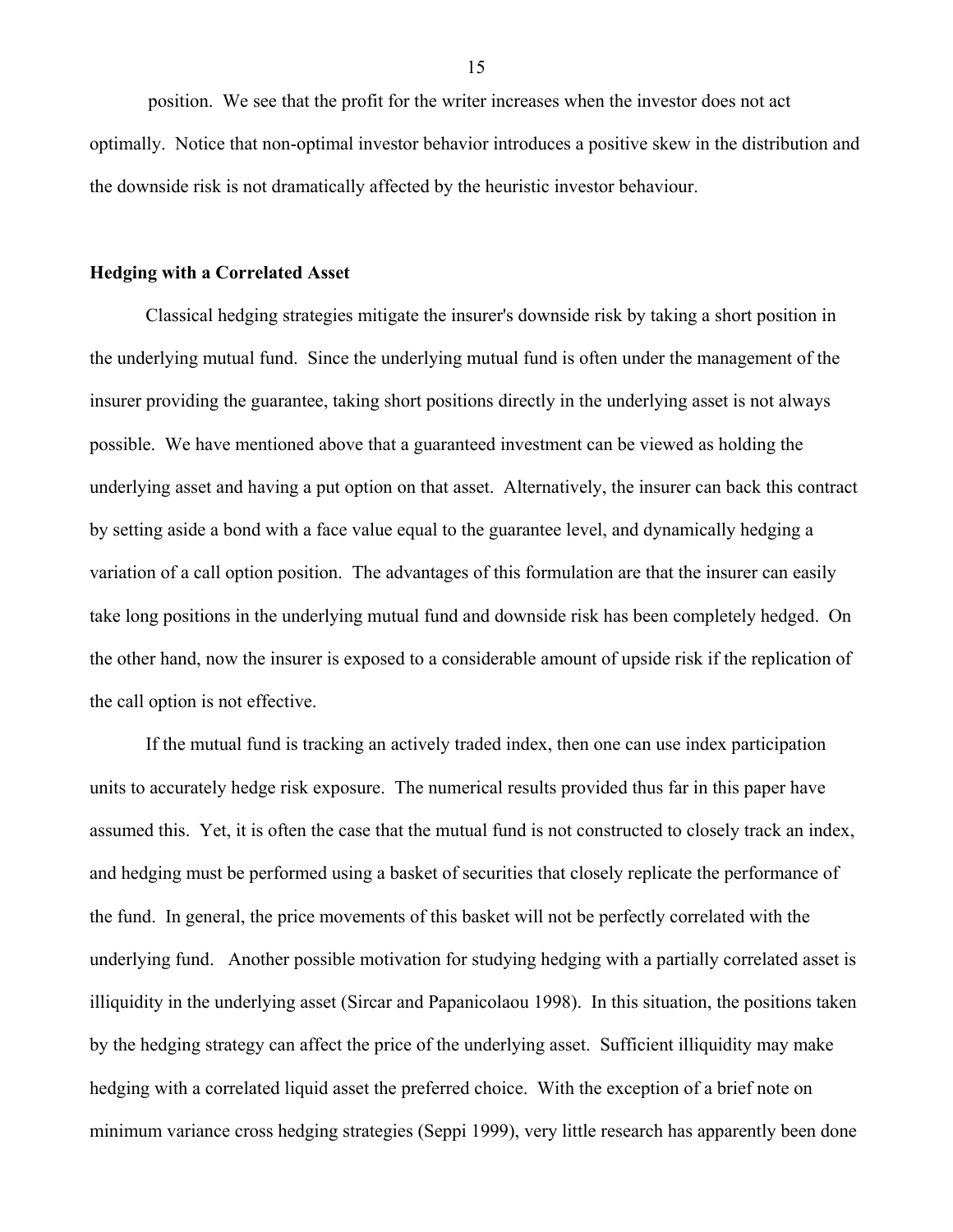position. We see that the profit for the writer increases when the investor does not act optimally. Notice that non-optimal investor behavior introduces a positive skew in the distribution and the downside risk is not dramatically affected by the heuristic investor behaviour.

## Hedging with a Correlated Asset

Classical hedging strategies mitigate the insurer's downside risk by taking a short position in the underlying mutual fund. Since the underlying mutual fund is often under the management of the insurer providing the guarantee, taking short positions directly in the underlying asset is not always possible. We have mentioned above that a guaranteed investment can be viewed as holding the underlying asset and having a put option on that asset. Alternatively, the insurer can back this contract by setting aside a bond with a face value equal to the guarantee level, and dynamically hedging a variation of a call option position. The advantages of this formulation are that the insurer can easily take long positions in the underlying mutual fund and downside risk has been completely hedged. On the other hand, now the insurer is exposed to a considerable amount of upside risk if the replication of the call option is not effective.

If the mutual fund is tracking an actively traded index, then one can use index participation units to accurately hedge risk exposure. The numerical results provided thus far in this paper have assumed this. Yet, it is often the case that the mutual fund is not constructed to closely track an index, and hedging must be performed using a basket of securities that closely replicate the performance of the fund. In general, the price movements of this basket will not be perfectly correlated with the underlying fund. Another possible motivation for studying hedging with a partially correlated asset is illiquidity in the underlying asset (Sircar and Papanicolaou 1998). In this situation, the positions taken by the hedging strategy can affect the price of the underlying asset. Sufficient illiquidity may make hedging with a correlated liquid asset the preferred choice. With the exception of a brief note on minimum variance cross hedging strategies (Seppi 1999), very little research has apparently been done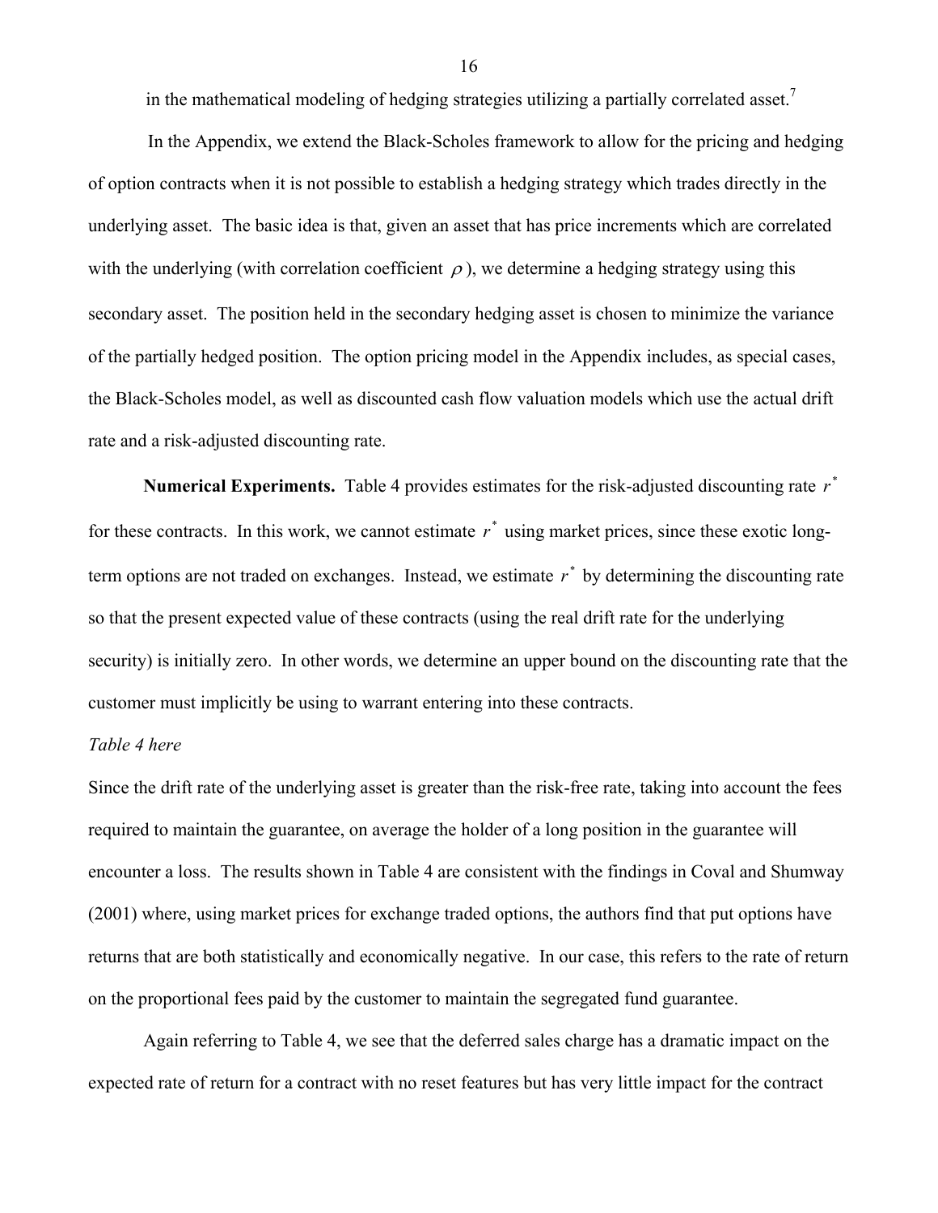in the mathematical modeling of hedging strategies utilizing a partially correlated asset.[7]

In the Appendix, we extend the Black-Scholes framework to allow for the pricing and hedging of option contracts when it is not possible to establish a hedging strategy which trades directly in the underlying asset. The basic idea is that, given an asset that has price increments which are correlated with the underlying (with correlation coefficient $\rho$), we determine a hedging strategy using this secondary asset. The position held in the secondary hedging asset is chosen to minimize the variance of the partially hedged position. The option pricing model in the Appendix includes, as special cases, the Black-Scholes model, as well as discounted cash flow valuation models which use the actual drift rate and a risk-adjusted discounting rate.

**Numerical Experiments.** Table 4 provides estimates for the risk-adjusted discounting rate $r^*$ for these contracts. In this work, we cannot estimate $r^*$ using market prices, since these exotic long-term options are not traded on exchanges. Instead, we estimate $r^*$ by determining the discounting rate so that the present expected value of these contracts (using the real drift rate for the underlying security) is initially zero. In other words, we determine an upper bound on the discounting rate that the customer must implicitly be using to warrant entering into these contracts.

*Table 4 here*

Since the drift rate of the underlying asset is greater than the risk-free rate, taking into account the fees required to maintain the guarantee, on average the holder of a long position in the guarantee will encounter a loss. The results shown in Table 4 are consistent with the findings in Coval and Shumway (2001) where, using market prices for exchange traded options, the authors find that put options have returns that are both statistically and economically negative. In our case, this refers to the rate of return on the proportional fees paid by the customer to maintain the segregated fund guarantee.

Again referring to Table 4, we see that the deferred sales charge has a dramatic impact on the expected rate of return for a contract with no reset features but has very little impact for the contract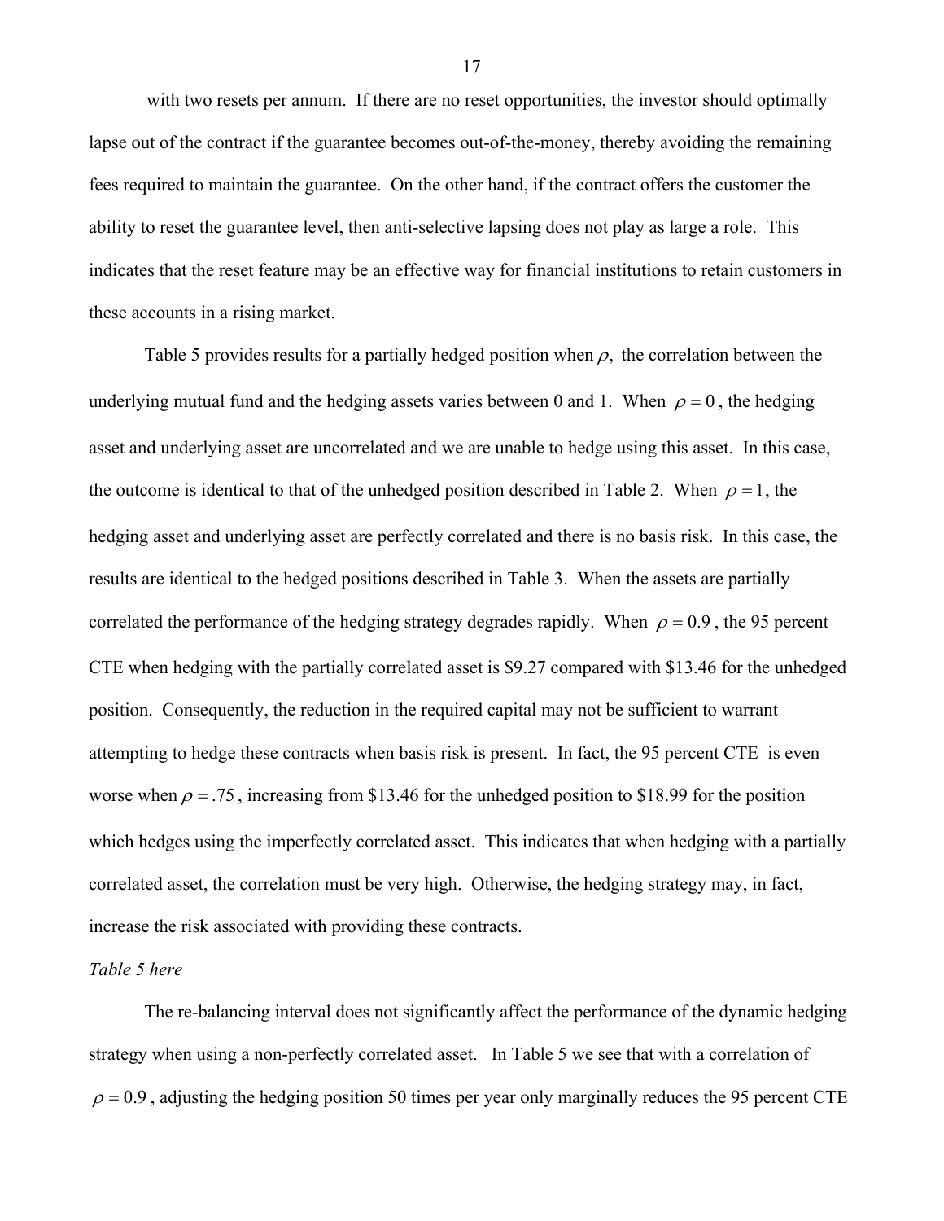with two resets per annum. If there are no reset opportunities, the investor should optimally lapse out of the contract if the guarantee becomes out-of-the-money, thereby avoiding the remaining fees required to maintain the guarantee. On the other hand, if the contract offers the customer the ability to reset the guarantee level, then anti-selective lapsing does not play as large a role. This indicates that the reset feature may be an effective way for financial institutions to retain customers in these accounts in a rising market.

Table 5 provides results for a partially hedged position when $\rho$, the correlation between the underlying mutual fund and the hedging assets varies between 0 and 1. When $\rho = 0$, the hedging asset and underlying asset are uncorrelated and we are unable to hedge using this asset. In this case, the outcome is identical to that of the unhedged position described in Table 2. When $\rho = 1$, the hedging asset and underlying asset are perfectly correlated and there is no basis risk. In this case, the results are identical to the hedged positions described in Table 3. When the assets are partially correlated the performance of the hedging strategy degrades rapidly. When $\rho = 0.9$, the 95 percent CTE when hedging with the partially correlated asset is \$9.27 compared with \$13.46 for the unhedged position. Consequently, the reduction in the required capital may not be sufficient to warrant attempting to hedge these contracts when basis risk is present. In fact, the 95 percent CTE is even worse when $\rho = .75$, increasing from \$13.46 for the unhedged position to \$18.99 for the position which hedges using the imperfectly correlated asset. This indicates that when hedging with a partially correlated asset, the correlation must be very high. Otherwise, the hedging strategy may, in fact, increase the risk associated with providing these contracts.

*Table 5 here*

The re-balancing interval does not significantly affect the performance of the dynamic hedging strategy when using a non-perfectly correlated asset. In Table 5 we see that with a correlation of $\rho = 0.9$, adjusting the hedging position 50 times per year only marginally reduces the 95 percent CTE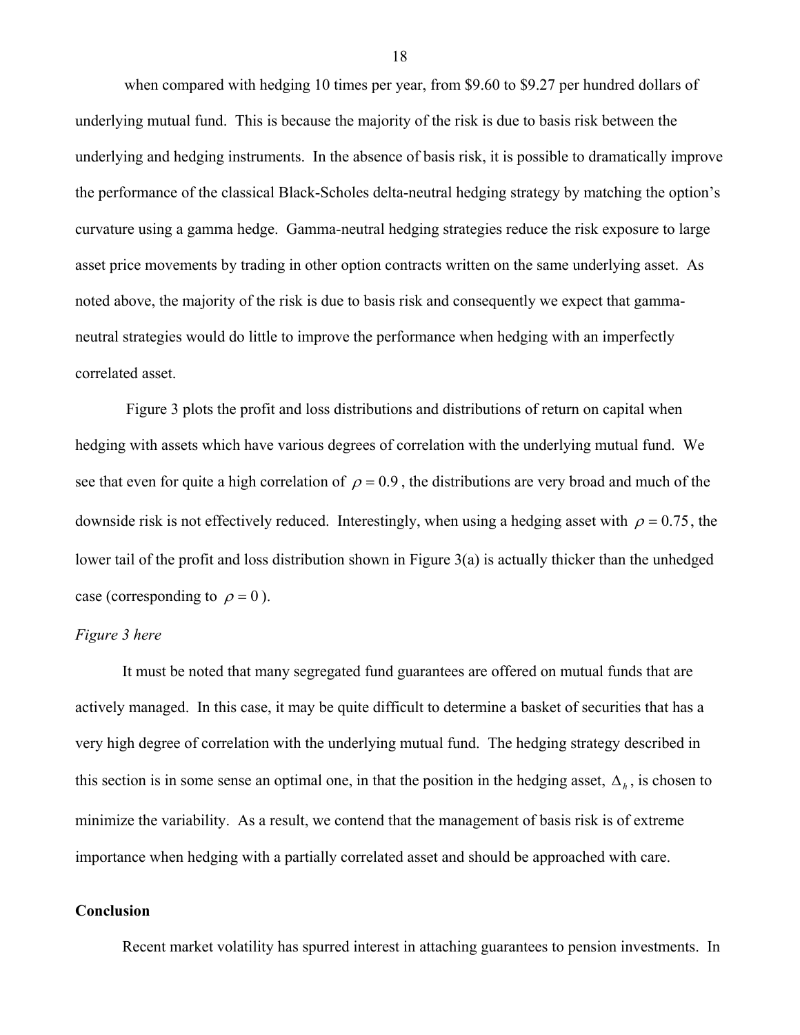when compared with hedging 10 times per year, from \$9.60 to \$9.27 per hundred dollars of underlying mutual fund. This is because the majority of the risk is due to basis risk between the underlying and hedging instruments. In the absence of basis risk, it is possible to dramatically improve the performance of the classical Black-Scholes delta-neutral hedging strategy by matching the option's curvature using a gamma hedge. Gamma-neutral hedging strategies reduce the risk exposure to large asset price movements by trading in other option contracts written on the same underlying asset. As noted above, the majority of the risk is due to basis risk and consequently we expect that gamma-neutral strategies would do little to improve the performance when hedging with an imperfectly correlated asset.

Figure 3 plots the profit and loss distributions and distributions of return on capital when hedging with assets which have various degrees of correlation with the underlying mutual fund. We see that even for quite a high correlation of $\rho = 0.9$, the distributions are very broad and much of the downside risk is not effectively reduced. Interestingly, when using a hedging asset with $\rho = 0.75$, the lower tail of the profit and loss distribution shown in Figure 3(a) is actually thicker than the unhedged case (corresponding to $\rho = 0$).

*Figure 3 here*

It must be noted that many segregated fund guarantees are offered on mutual funds that are actively managed. In this case, it may be quite difficult to determine a basket of securities that has a very high degree of correlation with the underlying mutual fund. The hedging strategy described in this section is in some sense an optimal one, in that the position in the hedging asset, $\Delta_h$, is chosen to minimize the variability. As a result, we contend that the management of basis risk is of extreme importance when hedging with a partially correlated asset and should be approached with care.

## Conclusion

Recent market volatility has spurred interest in attaching guarantees to pension investments. In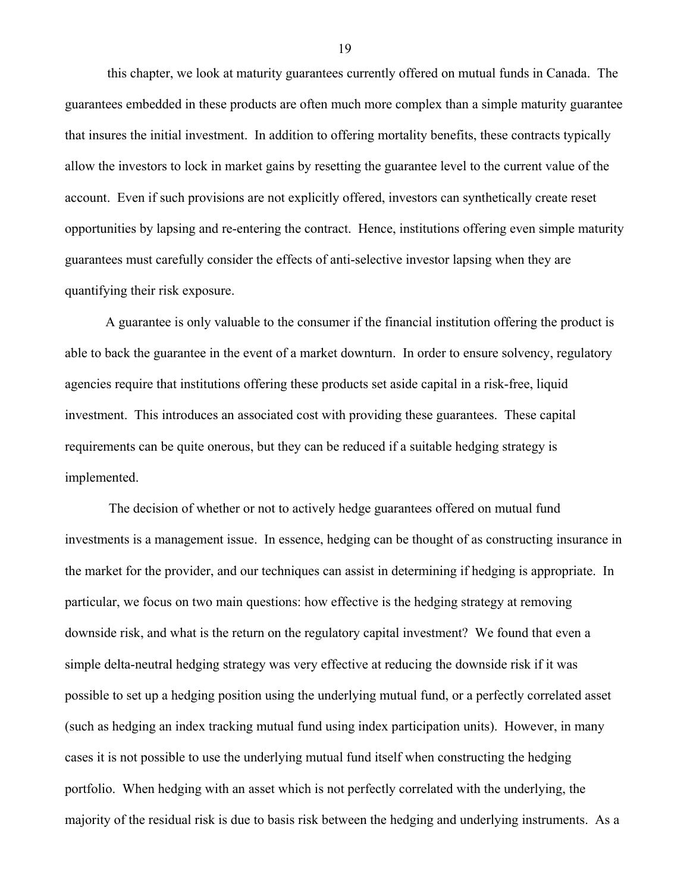this chapter, we look at maturity guarantees currently offered on mutual funds in Canada. The guarantees embedded in these products are often much more complex than a simple maturity guarantee that insures the initial investment. In addition to offering mortality benefits, these contracts typically allow the investors to lock in market gains by resetting the guarantee level to the current value of the account. Even if such provisions are not explicitly offered, investors can synthetically create reset opportunities by lapsing and re-entering the contract. Hence, institutions offering even simple maturity guarantees must carefully consider the effects of anti-selective investor lapsing when they are quantifying their risk exposure.

A guarantee is only valuable to the consumer if the financial institution offering the product is able to back the guarantee in the event of a market downturn. In order to ensure solvency, regulatory agencies require that institutions offering these products set aside capital in a risk-free, liquid investment. This introduces an associated cost with providing these guarantees. These capital requirements can be quite onerous, but they can be reduced if a suitable hedging strategy is implemented.

The decision of whether or not to actively hedge guarantees offered on mutual fund investments is a management issue. In essence, hedging can be thought of as constructing insurance in the market for the provider, and our techniques can assist in determining if hedging is appropriate. In particular, we focus on two main questions: how effective is the hedging strategy at removing downside risk, and what is the return on the regulatory capital investment? We found that even a simple delta-neutral hedging strategy was very effective at reducing the downside risk if it was possible to set up a hedging position using the underlying mutual fund, or a perfectly correlated asset (such as hedging an index tracking mutual fund using index participation units). However, in many cases it is not possible to use the underlying mutual fund itself when constructing the hedging portfolio. When hedging with an asset which is not perfectly correlated with the underlying, the majority of the residual risk is due to basis risk between the hedging and underlying instruments. As a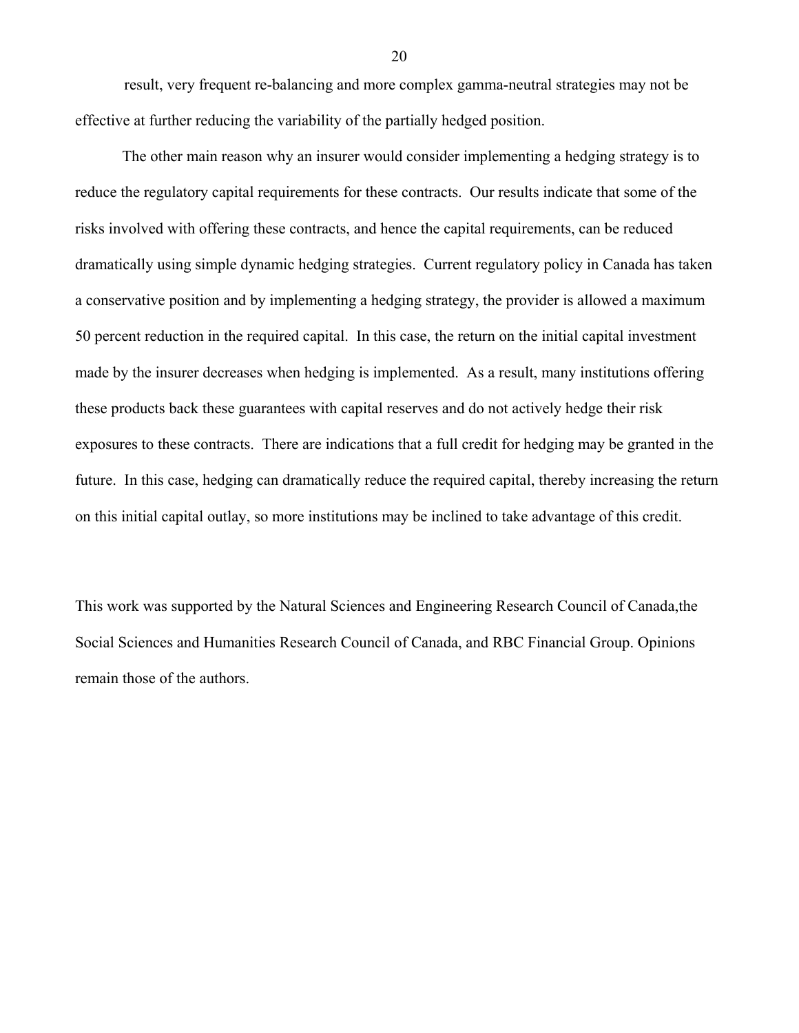result, very frequent re-balancing and more complex gamma-neutral strategies may not be effective at further reducing the variability of the partially hedged position.

The other main reason why an insurer would consider implementing a hedging strategy is to reduce the regulatory capital requirements for these contracts. Our results indicate that some of the risks involved with offering these contracts, and hence the capital requirements, can be reduced dramatically using simple dynamic hedging strategies. Current regulatory policy in Canada has taken a conservative position and by implementing a hedging strategy, the provider is allowed a maximum 50 percent reduction in the required capital. In this case, the return on the initial capital investment made by the insurer decreases when hedging is implemented. As a result, many institutions offering these products back these guarantees with capital reserves and do not actively hedge their risk exposures to these contracts. There are indications that a full credit for hedging may be granted in the future. In this case, hedging can dramatically reduce the required capital, thereby increasing the return on this initial capital outlay, so more institutions may be inclined to take advantage of this credit.

This work was supported by the Natural Sciences and Engineering Research Council of Canada,the Social Sciences and Humanities Research Council of Canada, and RBC Financial Group. Opinions remain those of the authors.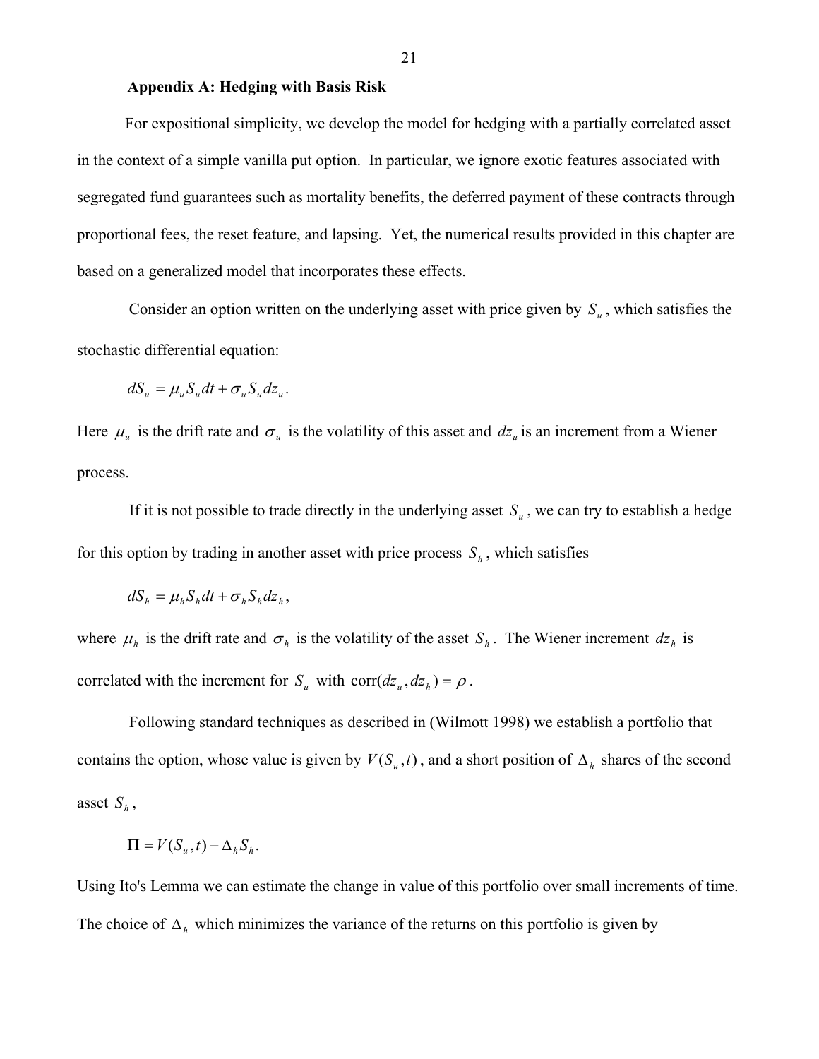### Appendix A: Hedging with Basis Risk

For expositional simplicity, we develop the model for hedging with a partially correlated asset in the context of a simple vanilla put option. In particular, we ignore exotic features associated with segregated fund guarantees such as mortality benefits, the deferred payment of these contracts through proportional fees, the reset feature, and lapsing. Yet, the numerical results provided in this chapter are based on a generalized model that incorporates these effects.

Consider an option written on the underlying asset with price given by $S_u$, which satisfies the stochastic differential equation:

$$dS_u = \mu_u S_u dt + \sigma_u S_u dz_u .$$

Here $\mu_u$ is the drift rate and $\sigma_u$ is the volatility of this asset and $dz_u$ is an increment from a Wiener process.

If it is not possible to trade directly in the underlying asset $S_u$, we can try to establish a hedge for this option by trading in another asset with price process $S_h$, which satisfies

$$dS_h = \mu_h S_h dt + \sigma_h S_h dz_h ,$$

where $\mu_h$ is the drift rate and $\sigma_h$ is the volatility of the asset $S_h$. The Wiener increment $dz_h$ is correlated with the increment for $S_u$ with $\text{corr}(dz_u, dz_h) = \rho$.

Following standard techniques as described in (Wilmott 1998) we establish a portfolio that contains the option, whose value is given by $V(S_u, t)$, and a short position of $\Delta_h$ shares of the second asset $S_h$,

$$\Pi = V(S_u, t) - \Delta_h S_h .$$

Using Ito's Lemma we can estimate the change in value of this portfolio over small increments of time. The choice of $\Delta_h$ which minimizes the variance of the returns on this portfolio is given by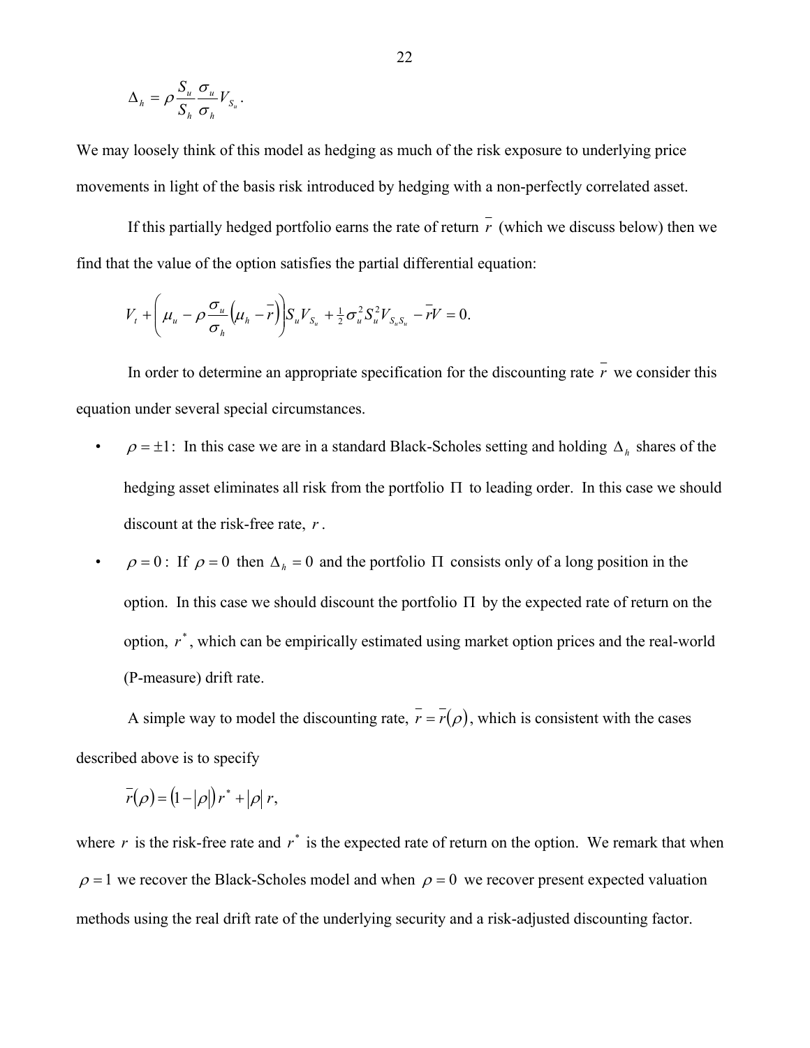$$\Delta_h = \rho \frac{S_u}{S_h} \frac{\sigma_u}{\sigma_h} V_{S_u}.$$

We may loosely think of this model as hedging as much of the risk exposure to underlying price movements in light of the basis risk introduced by hedging with a non-perfectly correlated asset.

If this partially hedged portfolio earns the rate of return $\bar{r}$ (which we discuss below) then we find that the value of the option satisfies the partial differential equation:

$$V_t + \left( \mu_u - \rho \frac{\sigma_u}{\sigma_h} \left( \mu_h - \bar{r} \right) \right) S_u V_{S_u} + \tfrac{1}{2} \sigma_u^2 S_u^2 V_{S_u S_u} - \bar{r} V = 0.$$

In order to determine an appropriate specification for the discounting rate $\bar{r}$ we consider this equation under several special circumstances.

- $\rho = \pm 1$: In this case we are in a standard Black-Scholes setting and holding $\Delta_h$ shares of the hedging asset eliminates all risk from the portfolio $\Pi$ to leading order. In this case we should discount at the risk-free rate, $r$.
- $\rho = 0$: If $\rho = 0$ then $\Delta_h = 0$ and the portfolio $\Pi$ consists only of a long position in the option. In this case we should discount the portfolio $\Pi$ by the expected rate of return on the option, $r^*$, which can be empirically estimated using market option prices and the real-world (P-measure) drift rate.

A simple way to model the discounting rate, $\bar{r} = \bar{r}(\rho)$, which is consistent with the cases described above is to specify

$$\bar{r}(\rho) = (1 - |\rho|)\, r^* + |\rho|\, r,$$

where $r$ is the risk-free rate and $r^*$ is the expected rate of return on the option. We remark that when $\rho = 1$ we recover the Black-Scholes model and when $\rho = 0$ we recover present expected valuation methods using the real drift rate of the underlying security and a risk-adjusted discounting factor.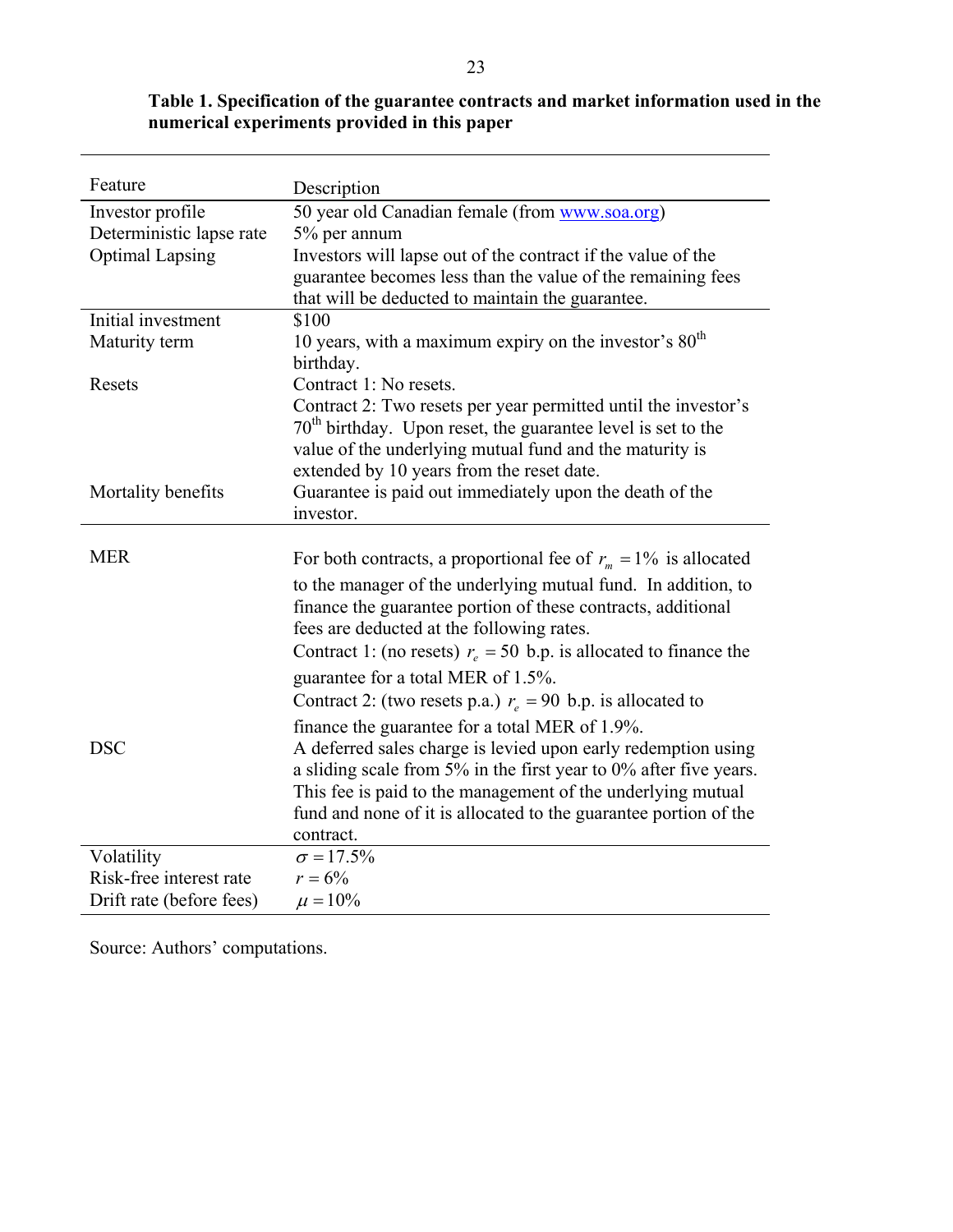**Table 1. Specification of the guarantee contracts and market information used in the numerical experiments provided in this paper**

| Feature | Description |
|---|---|
| Investor profile | 50 year old Canadian female (from www.soa.org) |
| Deterministic lapse rate | 5% per annum |
| Optimal Lapsing | Investors will lapse out of the contract if the value of the guarantee becomes less than the value of the remaining fees that will be deducted to maintain the guarantee. |
| Initial investment | $100 |
| Maturity term | 10 years, with a maximum expiry on the investor's 80th birthday. |
| Resets | Contract 1: No resets. Contract 2: Two resets per year permitted until the investor's 70th birthday. Upon reset, the guarantee level is set to the value of the underlying mutual fund and the maturity is extended by 10 years from the reset date. |
| Mortality benefits | Guarantee is paid out immediately upon the death of the investor. |
| MER | For both contracts, a proportional fee of $r_m = 1\%$ is allocated to the manager of the underlying mutual fund. In addition, to finance the guarantee portion of these contracts, additional fees are deducted at the following rates. Contract 1: (no resets) $r_e = 50$ b.p. is allocated to finance the guarantee for a total MER of 1.5%. Contract 2: (two resets p.a.) $r_e = 90$ b.p. is allocated to finance the guarantee for a total MER of 1.9%. |
| DSC | A deferred sales charge is levied upon early redemption using a sliding scale from 5% in the first year to 0% after five years. This fee is paid to the management of the underlying mutual fund and none of it is allocated to the guarantee portion of the contract. |
| Volatility | $\sigma = 17.5\%$ |
| Risk-free interest rate | $r = 6\%$ |
| Drift rate (before fees) | $\mu = 10\%$ |

Source: Authors' computations.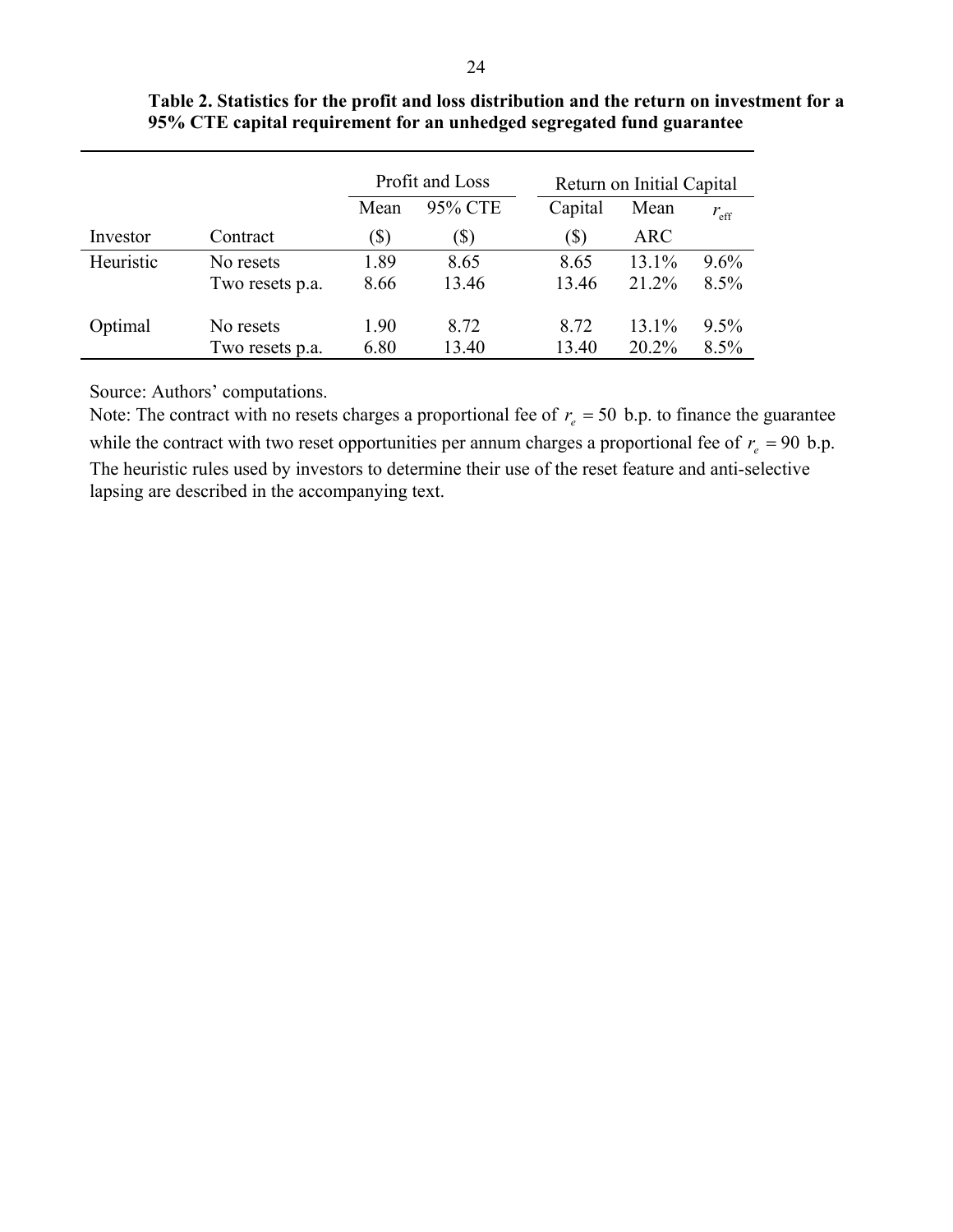**Table 2. Statistics for the profit and loss distribution and the return on investment for a 95% CTE capital requirement for an unhedged segregated fund guarantee**

| | | Profit and Loss | | Return on Initial Capital | | |
|---|---|---|---|---|---|---|
| | | Mean | 95% CTE | Capital | Mean | $r_{\text{eff}}$ |
| Investor | Contract | ($) | ($) | ($) | ARC | |
| Heuristic | No resets | 1.89 | 8.65 | 8.65 | 13.1% | 9.6% |
| | Two resets p.a. | 8.66 | 13.46 | 13.46 | 21.2% | 8.5% |
| Optimal | No resets | 1.90 | 8.72 | 8.72 | 13.1% | 9.5% |
| | Two resets p.a. | 6.80 | 13.40 | 13.40 | 20.2% | 8.5% |

Source: Authors' computations.

Note: The contract with no resets charges a proportional fee of $r_e = 50$ b.p. to finance the guarantee while the contract with two reset opportunities per annum charges a proportional fee of $r_e = 90$ b.p. The heuristic rules used by investors to determine their use of the reset feature and anti-selective lapsing are described in the accompanying text.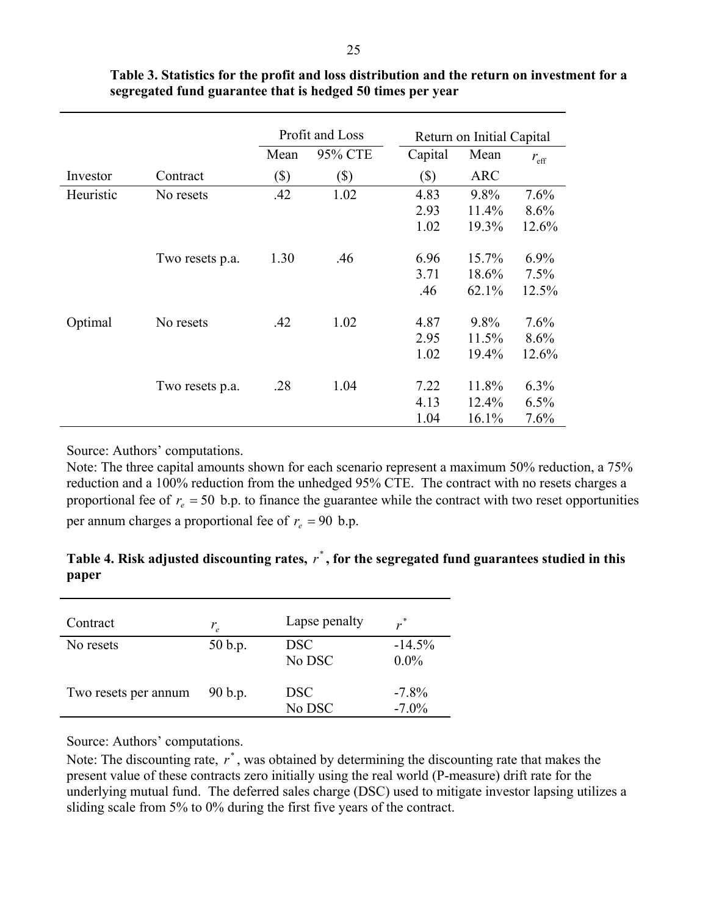**Table 3. Statistics for the profit and loss distribution and the return on investment for a segregated fund guarantee that is hedged 50 times per year**

| | | Profit and Loss | | Return on Initial Capital | | |
|---|---|---|---|---|---|---|
| | | Mean | 95% CTE | Capital | Mean | $r_{\text{eff}}$ |
| Investor | Contract | ($) | ($) | ($) | ARC | |
| Heuristic | No resets | .42 | 1.02 | 4.83 | 9.8% | 7.6% |
| | | | | 2.93 | 11.4% | 8.6% |
| | | | | 1.02 | 19.3% | 12.6% |
| | Two resets p.a. | 1.30 | .46 | 6.96 | 15.7% | 6.9% |
| | | | | 3.71 | 18.6% | 7.5% |
| | | | | .46 | 62.1% | 12.5% |
| Optimal | No resets | .42 | 1.02 | 4.87 | 9.8% | 7.6% |
| | | | | 2.95 | 11.5% | 8.6% |
| | | | | 1.02 | 19.4% | 12.6% |
| | Two resets p.a. | .28 | 1.04 | 7.22 | 11.8% | 6.3% |
| | | | | 4.13 | 12.4% | 6.5% |
| | | | | 1.04 | 16.1% | 7.6% |

Source: Authors' computations.

Note: The three capital amounts shown for each scenario represent a maximum 50% reduction, a 75% reduction and a 100% reduction from the unhedged 95% CTE. The contract with no resets charges a proportional fee of $r_e = 50$ b.p. to finance the guarantee while the contract with two reset opportunities per annum charges a proportional fee of $r_e = 90$ b.p.

**Table 4. Risk adjusted discounting rates, $r^*$, for the segregated fund guarantees studied in this paper**

| Contract | $r_e$ | Lapse penalty | $r^*$ |
|---|---|---|---|
| No resets | 50 b.p. | DSC | -14.5% |
| | | No DSC | 0.0% |
| Two resets per annum | 90 b.p. | DSC | -7.8% |
| | | No DSC | -7.0% |

Source: Authors' computations.

Note: The discounting rate, $r^*$, was obtained by determining the discounting rate that makes the present value of these contracts zero initially using the real world (P-measure) drift rate for the underlying mutual fund. The deferred sales charge (DSC) used to mitigate investor lapsing utilizes a sliding scale from 5% to 0% during the first five years of the contract.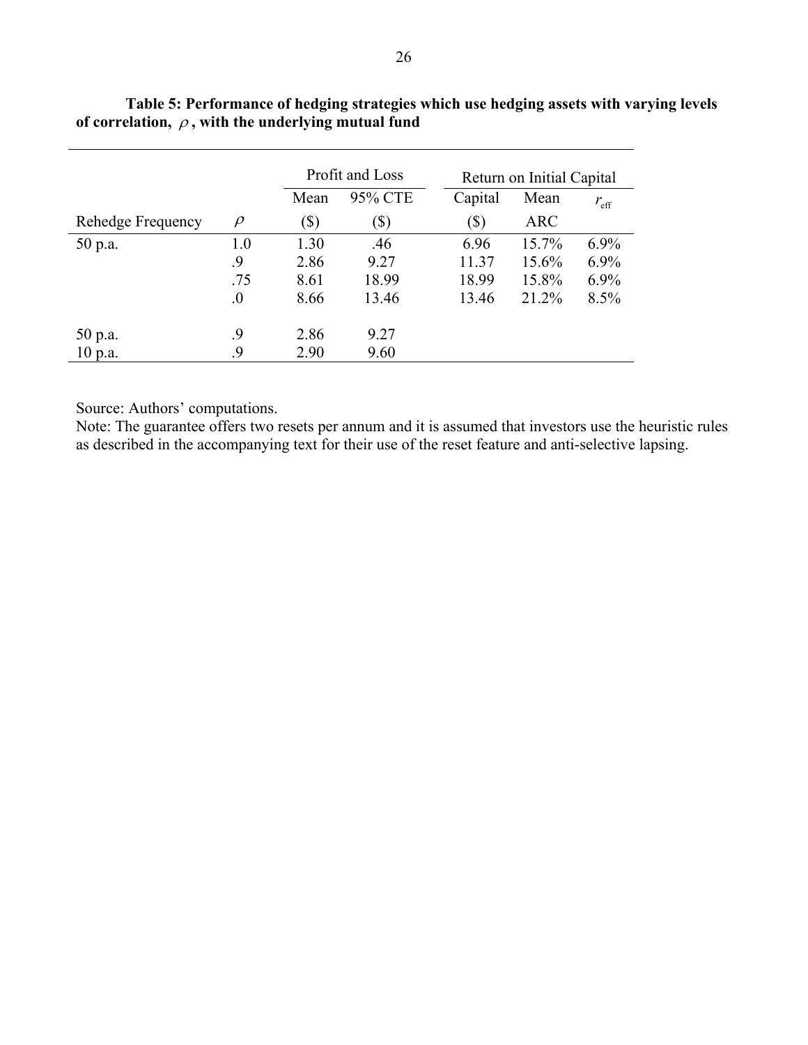**Table 5: Performance of hedging strategies which use hedging assets with varying levels of correlation, $\rho$, with the underlying mutual fund**

| | | Profit and Loss | | Return on Initial Capital | | |
|---|---|---|---|---|---|---|
| | | Mean | 95% CTE | Capital | Mean | $r_{\text{eff}}$ |
| Rehedge Frequency | $\rho$ | ($) | ($) | ($) | ARC | |
| 50 p.a. | 1.0 | 1.30 | .46 | 6.96 | 15.7% | 6.9% |
| | .9 | 2.86 | 9.27 | 11.37 | 15.6% | 6.9% |
| | .75 | 8.61 | 18.99 | 18.99 | 15.8% | 6.9% |
| | .0 | 8.66 | 13.46 | 13.46 | 21.2% | 8.5% |
| 50 p.a. | .9 | 2.86 | 9.27 | | | |
| 10 p.a. | .9 | 2.90 | 9.60 | | | |

Source: Authors' computations.

Note: The guarantee offers two resets per annum and it is assumed that investors use the heuristic rules as described in the accompanying text for their use of the reset feature and anti-selective lapsing.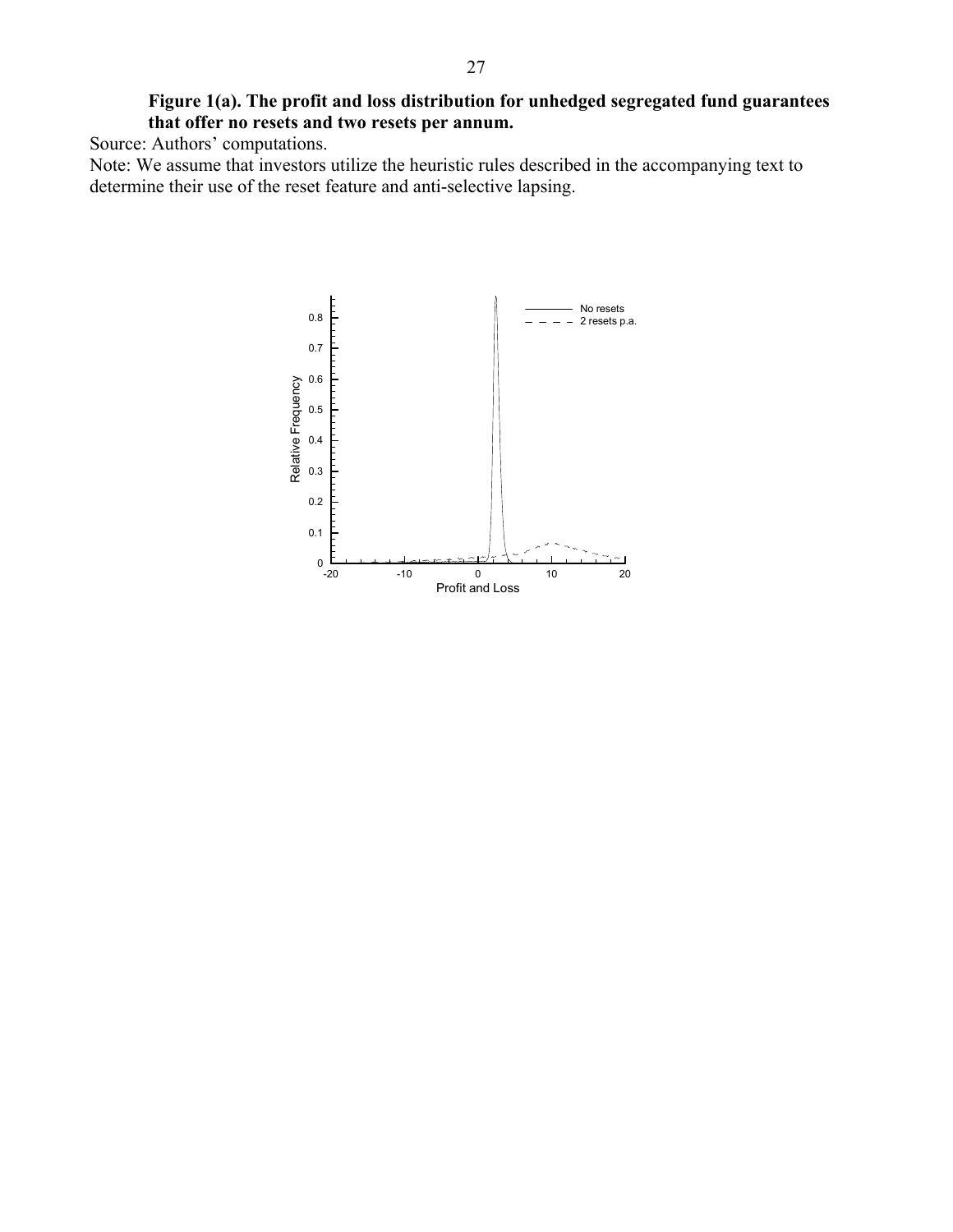**Figure 1(a). The profit and loss distribution for unhedged segregated fund guarantees that offer no resets and two resets per annum.**

Source: Authors' computations.

Note: We assume that investors utilize the heuristic rules described in the accompanying text to determine their use of the reset feature and anti-selective lapsing.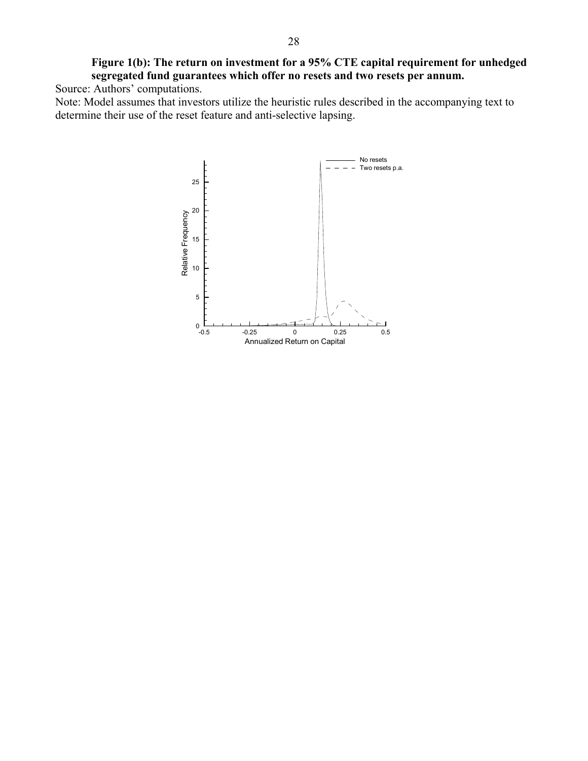**Figure 1(b): The return on investment for a 95% CTE capital requirement for unhedged segregated fund guarantees which offer no resets and two resets per annum.**

Source: Authors' computations.

Note: Model assumes that investors utilize the heuristic rules described in the accompanying text to determine their use of the reset feature and anti-selective lapsing.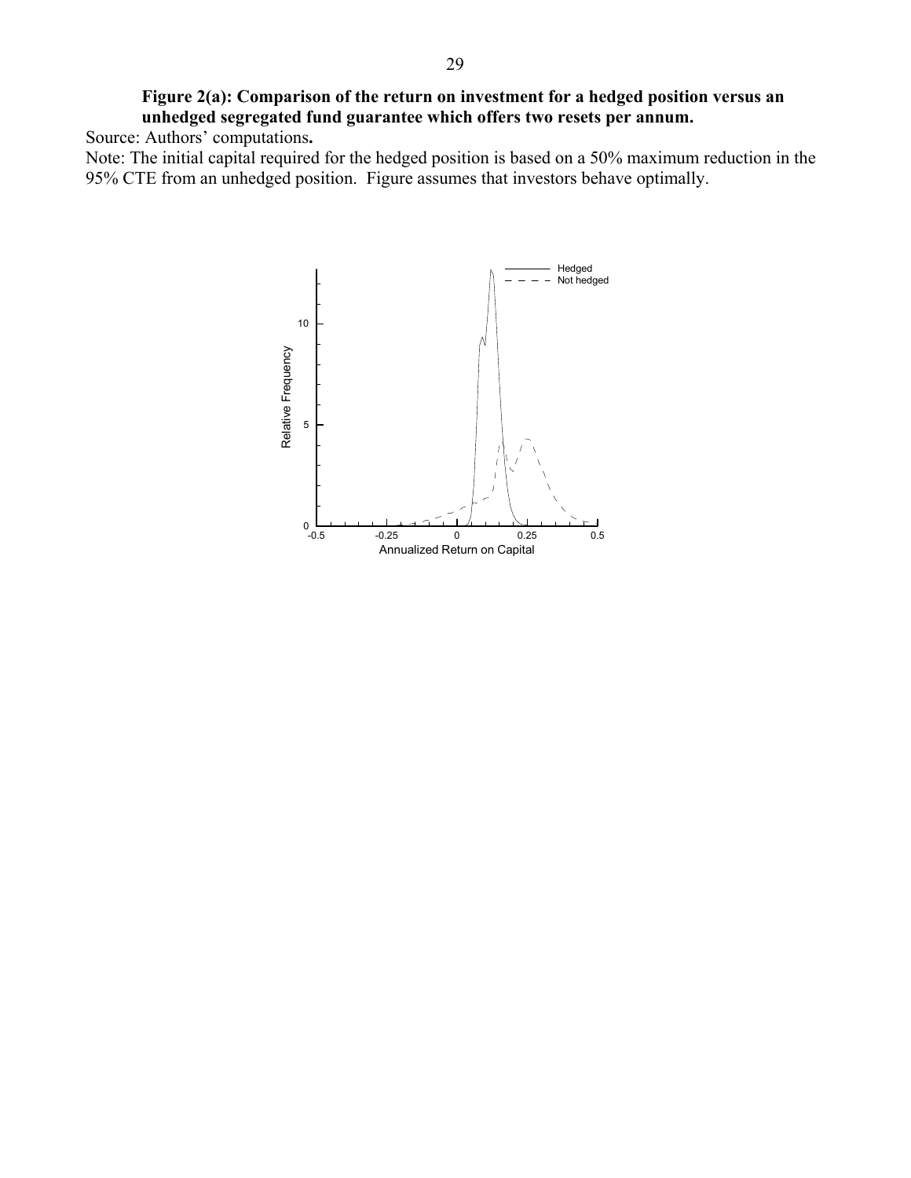**Figure 2(a): Comparison of the return on investment for a hedged position versus an unhedged segregated fund guarantee which offers two resets per annum.**

Source: Authors' computations**.**

Note: The initial capital required for the hedged position is based on a 50% maximum reduction in the 95% CTE from an unhedged position. Figure assumes that investors behave optimally.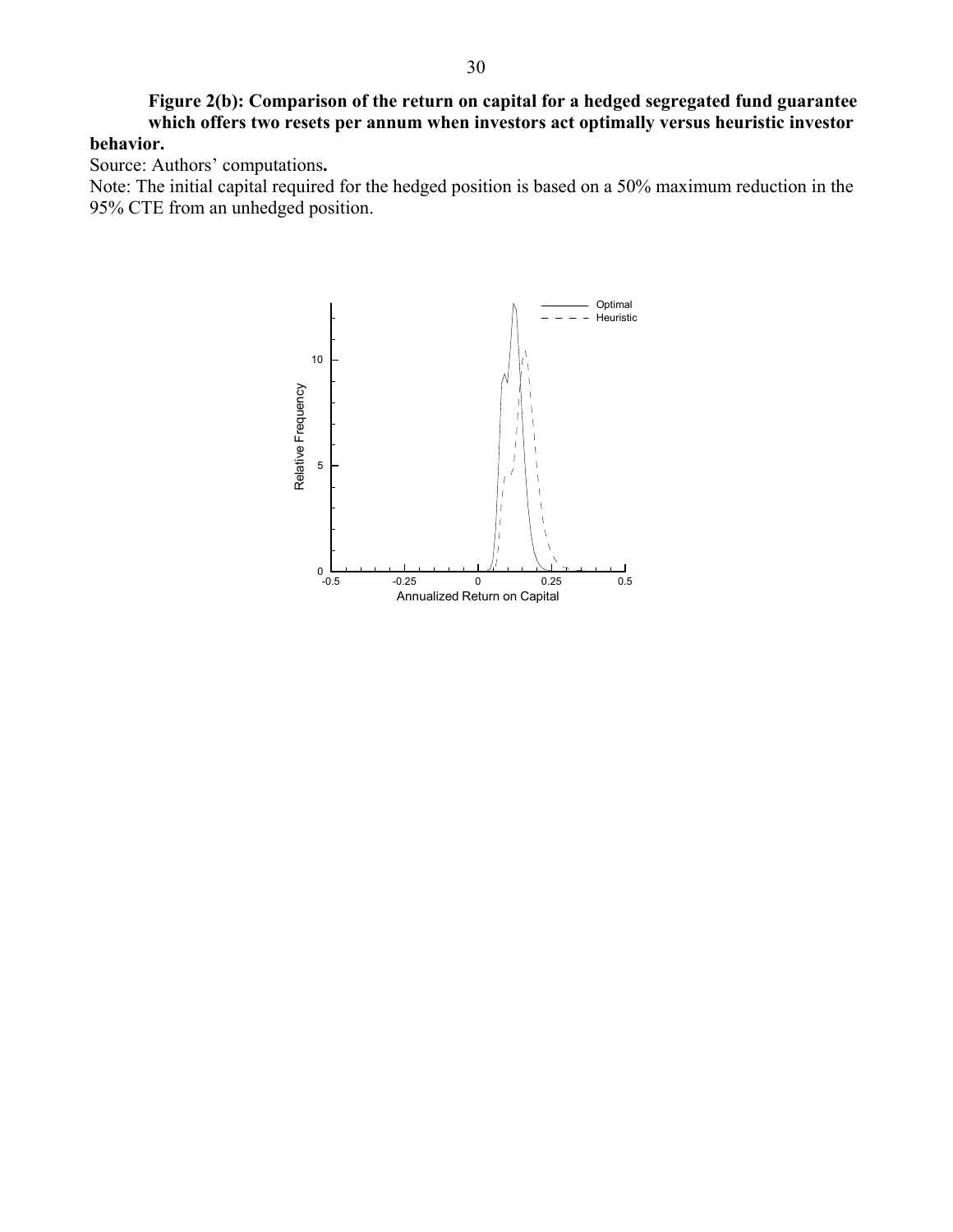**Figure 2(b): Comparison of the return on capital for a hedged segregated fund guarantee which offers two resets per annum when investors act optimally versus heuristic investor behavior.**

Source: Authors' computations**.**

Note: The initial capital required for the hedged position is based on a 50% maximum reduction in the 95% CTE from an unhedged position.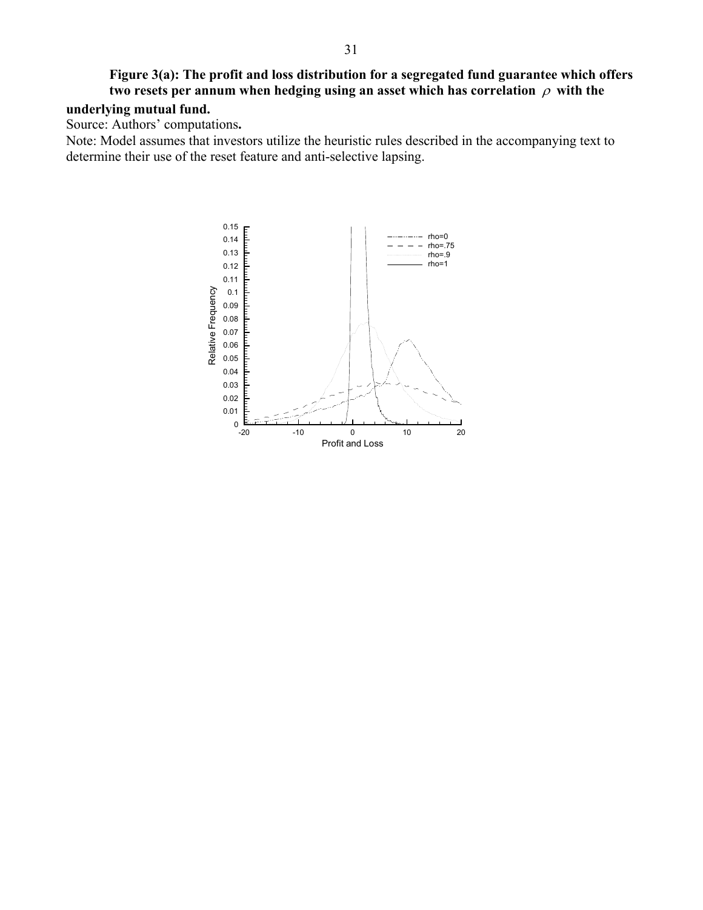**Figure 3(a): The profit and loss distribution for a segregated fund guarantee which offers two resets per annum when hedging using an asset which has correlation $\rho$ with the underlying mutual fund.**

Source: Authors' computations**.**

Note: Model assumes that investors utilize the heuristic rules described in the accompanying text to determine their use of the reset feature and anti-selective lapsing.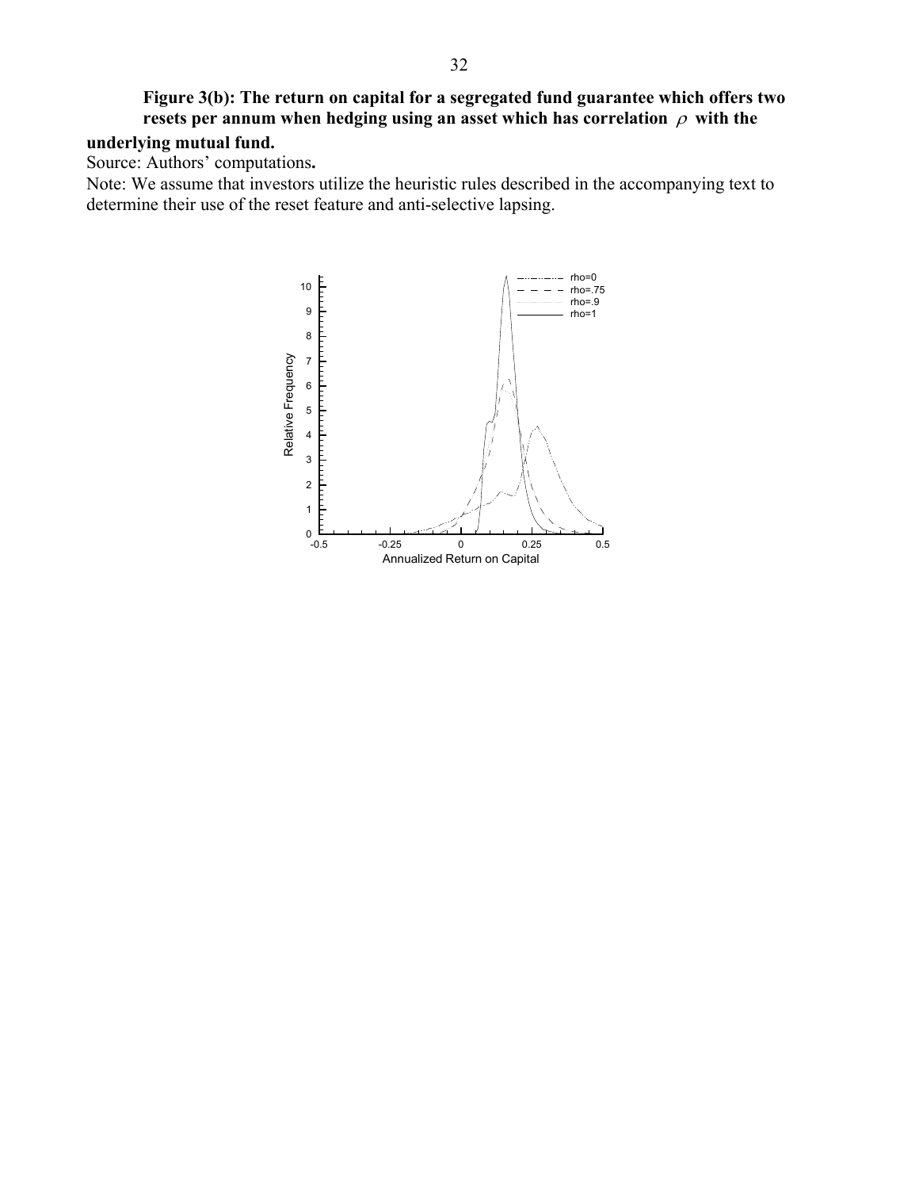**Figure 3(b): The return on capital for a segregated fund guarantee which offers two resets per annum when hedging using an asset which has correlation $\rho$ with the underlying mutual fund.**

Source: Authors' computations**.**

Note: We assume that investors utilize the heuristic rules described in the accompanying text to determine their use of the reset feature and anti-selective lapsing.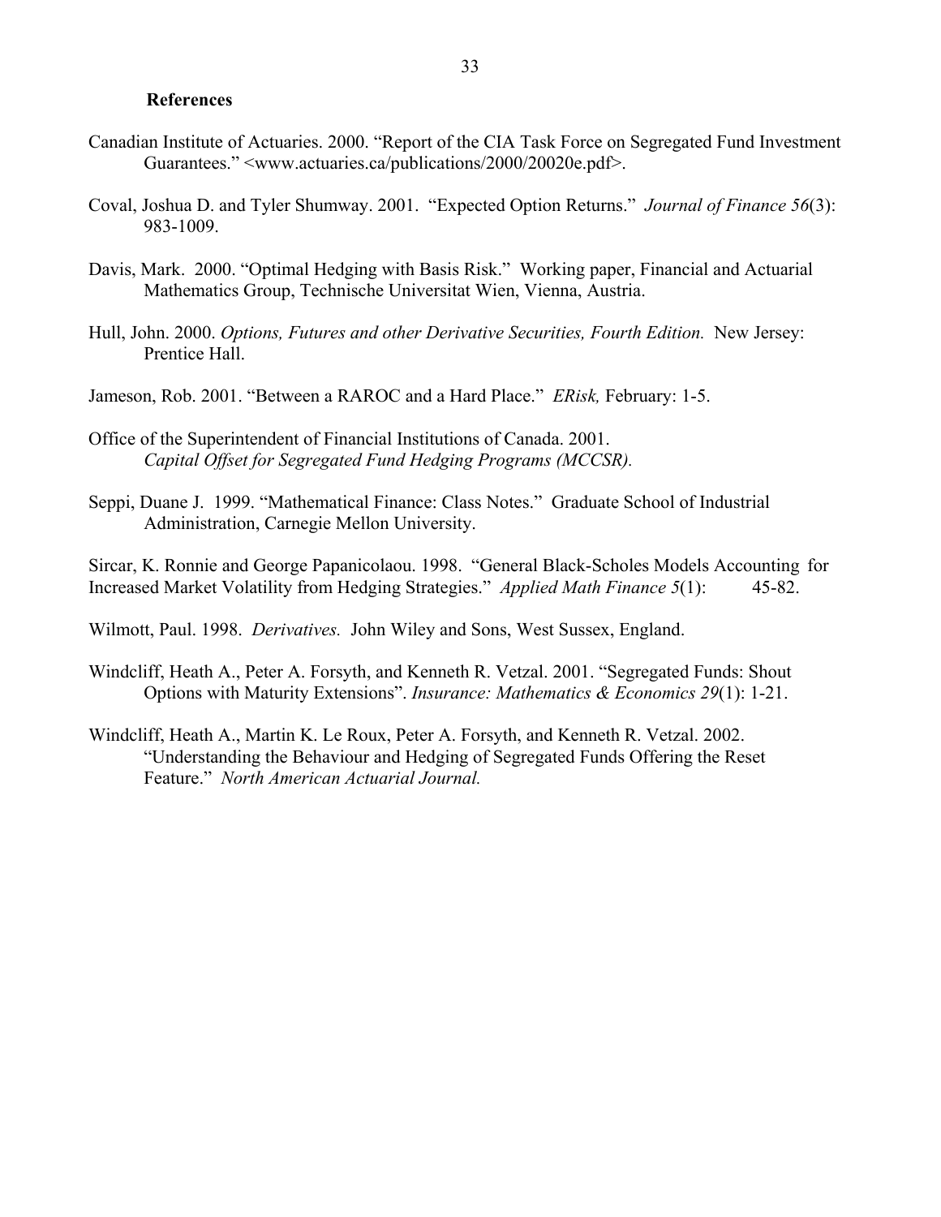## References

Canadian Institute of Actuaries. 2000. "Report of the CIA Task Force on Segregated Fund Investment Guarantees." <www.actuaries.ca/publications/2000/20020e.pdf>.

Coval, Joshua D. and Tyler Shumway. 2001. "Expected Option Returns." *Journal of Finance 56*(3): 983-1009.

Davis, Mark. 2000. "Optimal Hedging with Basis Risk." Working paper, Financial and Actuarial Mathematics Group, Technische Universitat Wien, Vienna, Austria.

Hull, John. 2000. *Options, Futures and other Derivative Securities, Fourth Edition.* New Jersey: Prentice Hall.

Jameson, Rob. 2001. "Between a RAROC and a Hard Place." *ERisk,* February: 1-5.

Office of the Superintendent of Financial Institutions of Canada. 2001. *Capital Offset for Segregated Fund Hedging Programs (MCCSR).*

Seppi, Duane J. 1999. "Mathematical Finance: Class Notes." Graduate School of Industrial Administration, Carnegie Mellon University.

Sircar, K. Ronnie and George Papanicolaou. 1998. "General Black-Scholes Models Accounting for Increased Market Volatility from Hedging Strategies." *Applied Math Finance 5*(1): 45-82.

Wilmott, Paul. 1998. *Derivatives.* John Wiley and Sons, West Sussex, England.

Windcliff, Heath A., Peter A. Forsyth, and Kenneth R. Vetzal. 2001. "Segregated Funds: Shout Options with Maturity Extensions". *Insurance: Mathematics & Economics 29*(1): 1-21.

Windcliff, Heath A., Martin K. Le Roux, Peter A. Forsyth, and Kenneth R. Vetzal. 2002. "Understanding the Behaviour and Hedging of Segregated Funds Offering the Reset Feature." *North American Actuarial Journal.*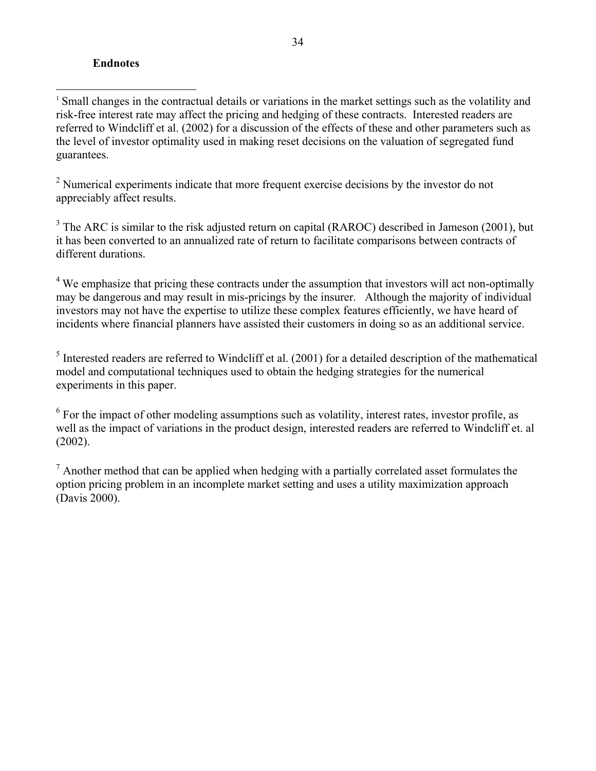**Endnotes**

[1] Small changes in the contractual details or variations in the market settings such as the volatility and risk-free interest rate may affect the pricing and hedging of these contracts. Interested readers are referred to Windcliff et al. (2002) for a discussion of the effects of these and other parameters such as the level of investor optimality used in making reset decisions on the valuation of segregated fund guarantees.

[2] Numerical experiments indicate that more frequent exercise decisions by the investor do not appreciably affect results.

[3] The ARC is similar to the risk adjusted return on capital (RAROC) described in Jameson (2001), but it has been converted to an annualized rate of return to facilitate comparisons between contracts of different durations.

[4] We emphasize that pricing these contracts under the assumption that investors will act non-optimally may be dangerous and may result in mis-pricings by the insurer. Although the majority of individual investors may not have the expertise to utilize these complex features efficiently, we have heard of incidents where financial planners have assisted their customers in doing so as an additional service.

[5] Interested readers are referred to Windcliff et al. (2001) for a detailed description of the mathematical model and computational techniques used to obtain the hedging strategies for the numerical experiments in this paper.

[6] For the impact of other modeling assumptions such as volatility, interest rates, investor profile, as well as the impact of variations in the product design, interested readers are referred to Windcliff et. al (2002).

[7] Another method that can be applied when hedging with a partially correlated asset formulates the option pricing problem in an incomplete market setting and uses a utility maximization approach (Davis 2000).